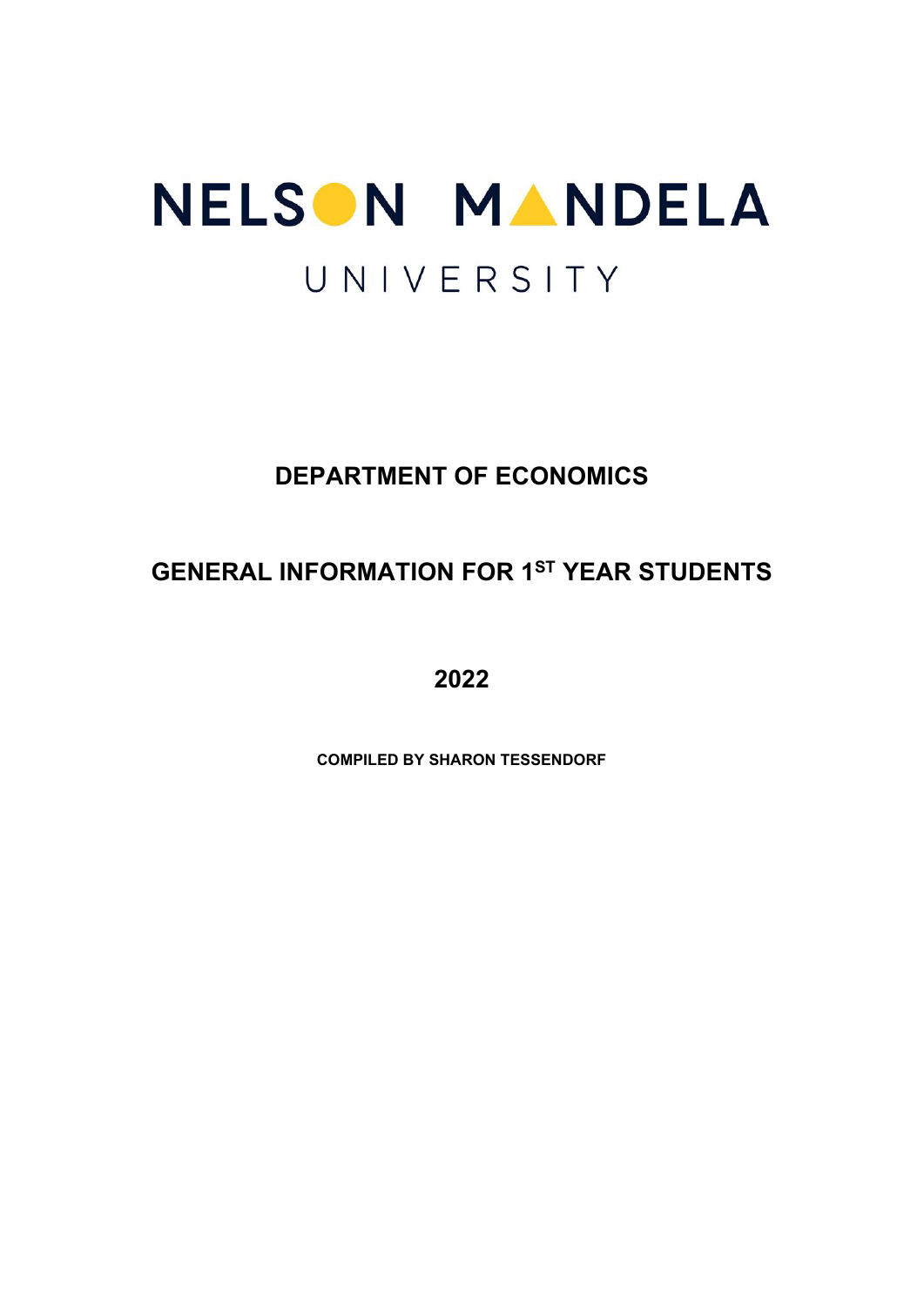NELSON MANDELA

UNIVERSITY

# DEPARTMENT OF ECONOMICS

## GENERAL INFORMATION FOR 1ST YEAR STUDENTS

## 2022

**COMPILED BY SHARON TESSENDORF**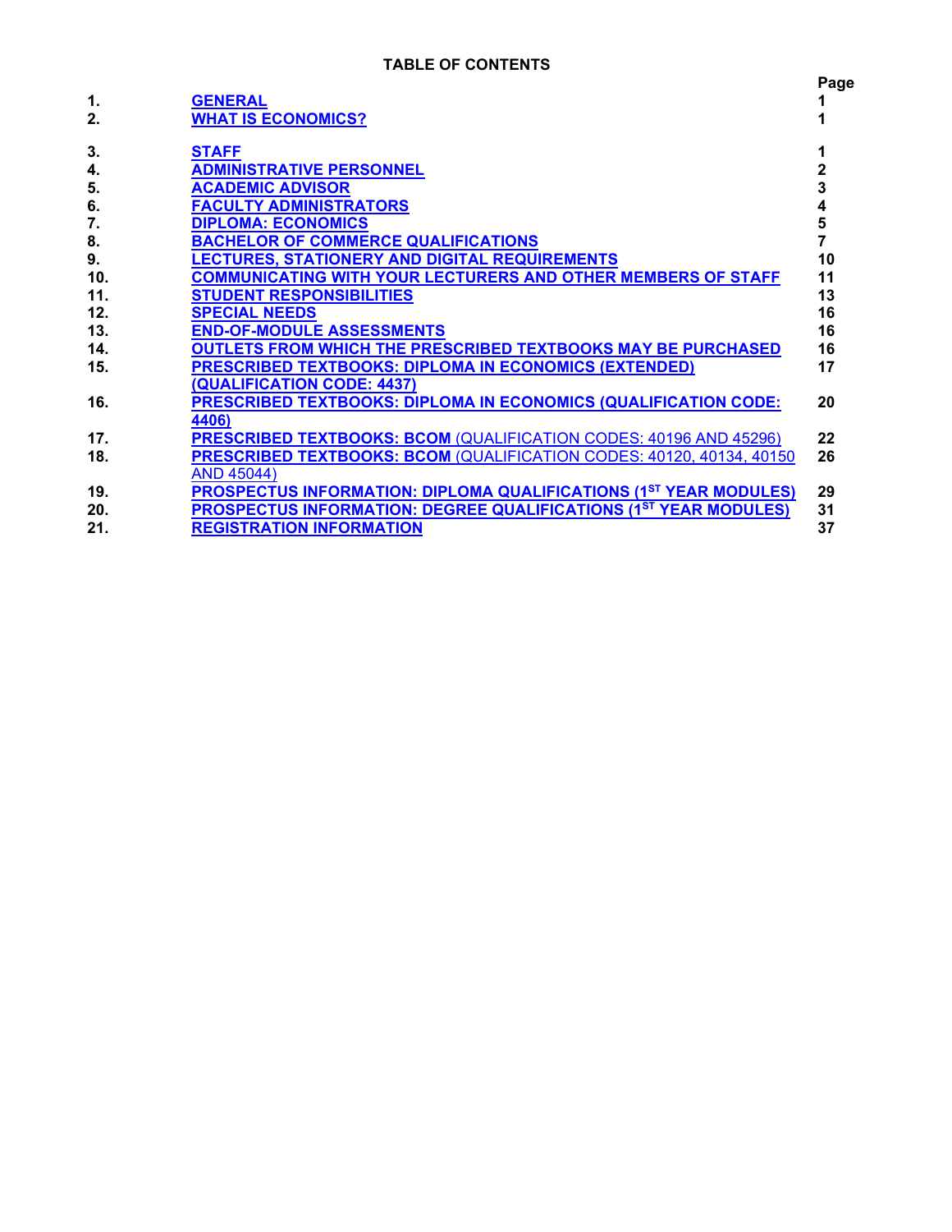**TABLE OF CONTENTS**

| | | Page |
|---|---|---|
| 1. | **GENERAL** | 1 |
| 2. | **WHAT IS ECONOMICS?** | 1 |
| 3. | **STAFF** | 1 |
| 4. | **ADMINISTRATIVE PERSONNEL** | 2 |
| 5. | **ACADEMIC ADVISOR** | 3 |
| 6. | **FACULTY ADMINISTRATORS** | 4 |
| 7. | **DIPLOMA: ECONOMICS** | 5 |
| 8. | **BACHELOR OF COMMERCE QUALIFICATIONS** | 7 |
| 9. | **LECTURES, STATIONERY AND DIGITAL REQUIREMENTS** | 10 |
| 10. | **COMMUNICATING WITH YOUR LECTURERS AND OTHER MEMBERS OF STAFF** | 11 |
| 11. | **STUDENT RESPONSIBILITIES** | 13 |
| 12. | **SPECIAL NEEDS** | 16 |
| 13. | **END-OF-MODULE ASSESSMENTS** | 16 |
| 14. | **OUTLETS FROM WHICH THE PRESCRIBED TEXTBOOKS MAY BE PURCHASED** | 16 |
| 15. | **PRESCRIBED TEXTBOOKS: DIPLOMA IN ECONOMICS (EXTENDED) (QUALIFICATION CODE: 4437)** | 17 |
| 16. | **PRESCRIBED TEXTBOOKS: DIPLOMA IN ECONOMICS (QUALIFICATION CODE: 4406)** | 20 |
| 17. | **PRESCRIBED TEXTBOOKS: BCOM** (QUALIFICATION CODES: 40196 AND 45296) | 22 |
| 18. | **PRESCRIBED TEXTBOOKS: BCOM** (QUALIFICATION CODES: 40120, 40134, 40150 AND 45044) | 26 |
| 19. | **PROSPECTUS INFORMATION: DIPLOMA QUALIFICATIONS (1ST YEAR MODULES)** | 29 |
| 20. | **PROSPECTUS INFORMATION: DEGREE QUALIFICATIONS (1ST YEAR MODULES)** | 31 |
| 21. | **REGISTRATION INFORMATION** | 37 |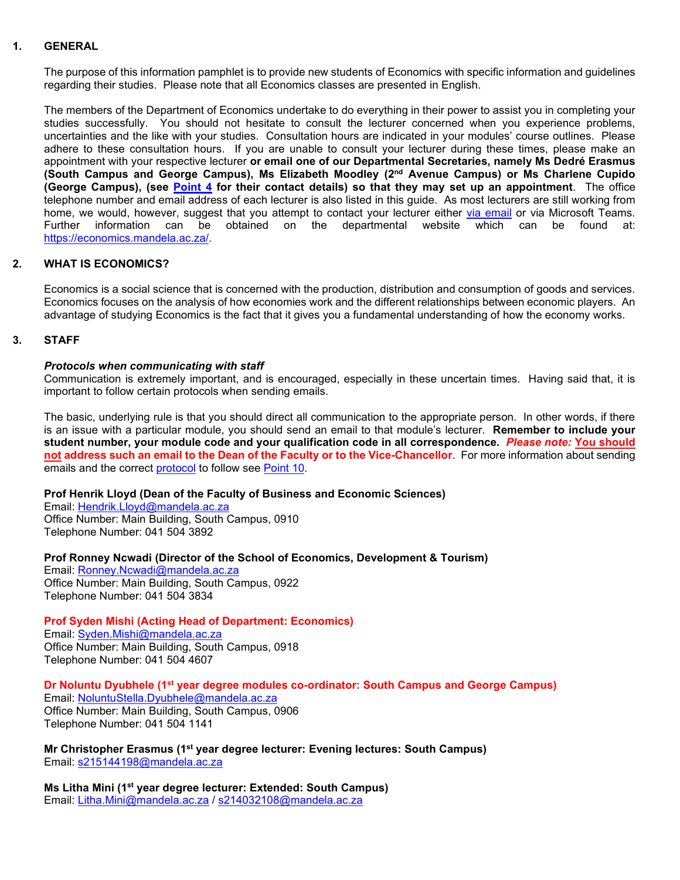## 1. GENERAL

The purpose of this information pamphlet is to provide new students of Economics with specific information and guidelines regarding their studies. Please note that all Economics classes are presented in English.

The members of the Department of Economics undertake to do everything in their power to assist you in completing your studies successfully. You should not hesitate to consult the lecturer concerned when you experience problems, uncertainties and the like with your studies. Consultation hours are indicated in your modules' course outlines. Please adhere to these consultation hours. If you are unable to consult your lecturer during these times, please make an appointment with your respective lecturer **or email one of our Departmental Secretaries, namely Ms Dedré Erasmus (South Campus and George Campus), Ms Elizabeth Moodley (2nd Avenue Campus) or Ms Charlene Cupido (George Campus), (see Point 4 for their contact details) so that they may set up an appointment**. The office telephone number and email address of each lecturer is also listed in this guide. As most lecturers are still working from home, we would, however, suggest that you attempt to contact your lecturer either via email or via Microsoft Teams. Further information can be obtained on the departmental website which can be found at: https://economics.mandela.ac.za/.

## 2. WHAT IS ECONOMICS?

Economics is a social science that is concerned with the production, distribution and consumption of goods and services. Economics focuses on the analysis of how economies work and the different relationships between economic players. An advantage of studying Economics is the fact that it gives you a fundamental understanding of how the economy works.

## 3. STAFF

***Protocols when communicating with staff***

Communication is extremely important, and is encouraged, especially in these uncertain times. Having said that, it is important to follow certain protocols when sending emails.

The basic, underlying rule is that you should direct all communication to the appropriate person. In other words, if there is an issue with a particular module, you should send an email to that module's lecturer. **Remember to include your student number, your module code and your qualification code in all correspondence.** ***Please note:*** **You should not address such an email to the Dean of the Faculty or to the Vice-Chancellor**. For more information about sending emails and the correct protocol to follow see Point 10.

**Prof Henrik Lloyd (Dean of the Faculty of Business and Economic Sciences)**
Email: Hendrik.Lloyd@mandela.ac.za
Office Number: Main Building, South Campus, 0910
Telephone Number: 041 504 3892

**Prof Ronney Ncwadi (Director of the School of Economics, Development & Tourism)**
Email: Ronney.Ncwadi@mandela.ac.za
Office Number: Main Building, South Campus, 0922
Telephone Number: 041 504 3834

**Prof Syden Mishi (Acting Head of Department: Economics)**
Email: Syden.Mishi@mandela.ac.za
Office Number: Main Building, South Campus, 0918
Telephone Number: 041 504 4607

**Dr Noluntu Dyubhele (1st year degree modules co-ordinator: South Campus and George Campus)**
Email: NoluntuStella.Dyubhele@mandela.ac.za
Office Number: Main Building, South Campus, 0906
Telephone Number: 041 504 1141

**Mr Christopher Erasmus (1st year degree lecturer: Evening lectures: South Campus)**
Email: s215144198@mandela.ac.za

**Ms Litha Mini (1st year degree lecturer: Extended: South Campus)**
Email: Litha.Mini@mandela.ac.za / s214032108@mandela.ac.za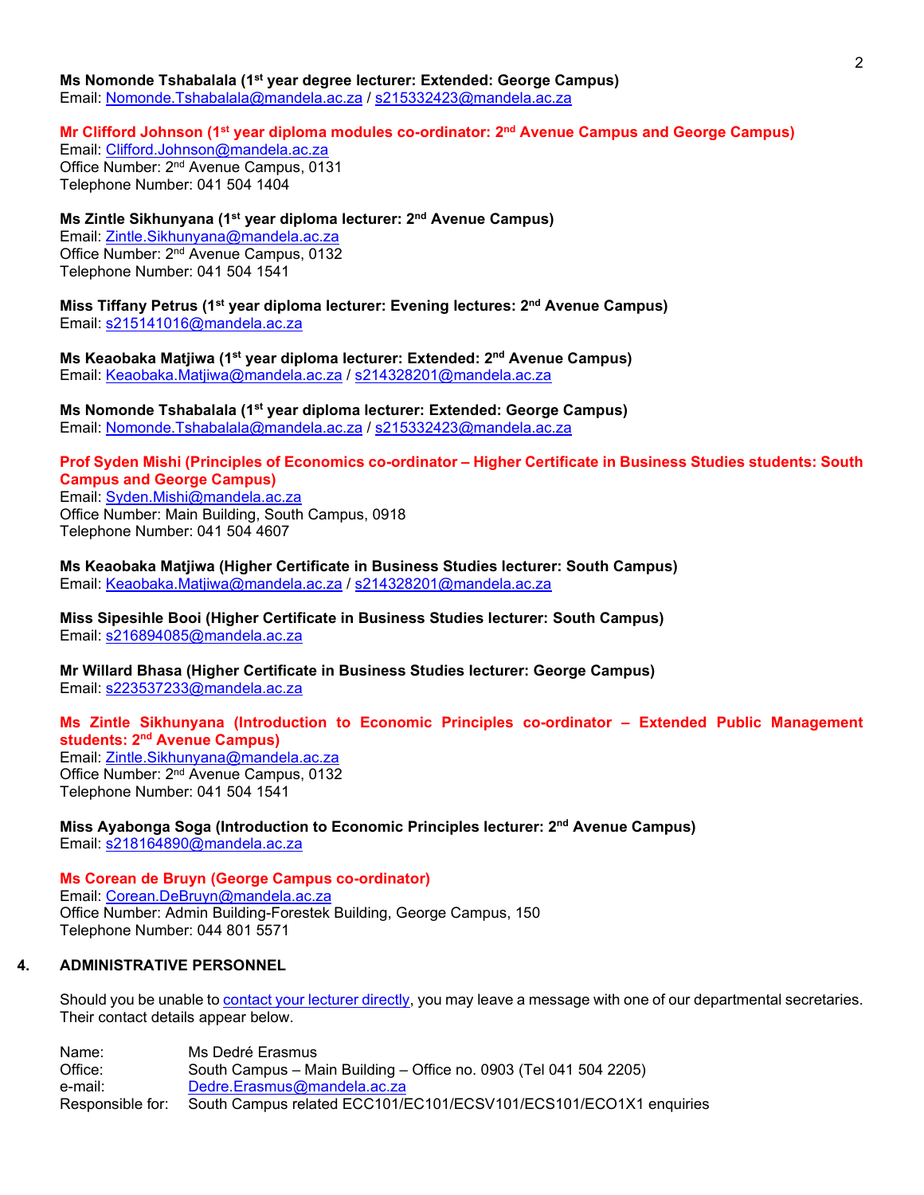**Ms Nomonde Tshabalala (1st year degree lecturer: Extended: George Campus)**
Email: Nomonde.Tshabalala@mandela.ac.za / s215332423@mandela.ac.za

**Mr Clifford Johnson (1st year diploma modules co-ordinator: 2nd Avenue Campus and George Campus)**
Email: Clifford.Johnson@mandela.ac.za
Office Number: 2nd Avenue Campus, 0131
Telephone Number: 041 504 1404

**Ms Zintle Sikhunyana (1st year diploma lecturer: 2nd Avenue Campus)**
Email: Zintle.Sikhunyana@mandela.ac.za
Office Number: 2nd Avenue Campus, 0132
Telephone Number: 041 504 1541

**Miss Tiffany Petrus (1st year diploma lecturer: Evening lectures: 2nd Avenue Campus)**
Email: s215141016@mandela.ac.za

**Ms Keaobaka Matjiwa (1st year diploma lecturer: Extended: 2nd Avenue Campus)**
Email: Keaobaka.Matjiwa@mandela.ac.za / s214328201@mandela.ac.za

**Ms Nomonde Tshabalala (1st year diploma lecturer: Extended: George Campus)**
Email: Nomonde.Tshabalala@mandela.ac.za / s215332423@mandela.ac.za

**Prof Syden Mishi (Principles of Economics co-ordinator – Higher Certificate in Business Studies students: South Campus and George Campus)**
Email: Syden.Mishi@mandela.ac.za
Office Number: Main Building, South Campus, 0918
Telephone Number: 041 504 4607

**Ms Keaobaka Matjiwa (Higher Certificate in Business Studies lecturer: South Campus)**
Email: Keaobaka.Matjiwa@mandela.ac.za / s214328201@mandela.ac.za

**Miss Sipesihle Booi (Higher Certificate in Business Studies lecturer: South Campus)**
Email: s216894085@mandela.ac.za

**Mr Willard Bhasa (Higher Certificate in Business Studies lecturer: George Campus)**
Email: s223537233@mandela.ac.za

**Ms Zintle Sikhunyana (Introduction to Economic Principles co-ordinator – Extended Public Management students: 2nd Avenue Campus)**
Email: Zintle.Sikhunyana@mandela.ac.za
Office Number: 2nd Avenue Campus, 0132
Telephone Number: 041 504 1541

**Miss Ayabonga Soga (Introduction to Economic Principles lecturer: 2nd Avenue Campus)**
Email: s218164890@mandela.ac.za

**Ms Corean de Bruyn (George Campus co-ordinator)**
Email: Corean.DeBruyn@mandela.ac.za
Office Number: Admin Building-Forestek Building, George Campus, 150
Telephone Number: 044 801 5571

## 4. ADMINISTRATIVE PERSONNEL

Should you be unable to contact your lecturer directly, you may leave a message with one of our departmental secretaries. Their contact details appear below.

| | |
|---|---|
| Name: | Ms Dedré Erasmus |
| Office: | South Campus – Main Building – Office no. 0903 (Tel 041 504 2205) |
| e-mail: | Dedre.Erasmus@mandela.ac.za |
| Responsible for: | South Campus related ECC101/EC101/ECSV101/ECS101/ECO1X1 enquiries |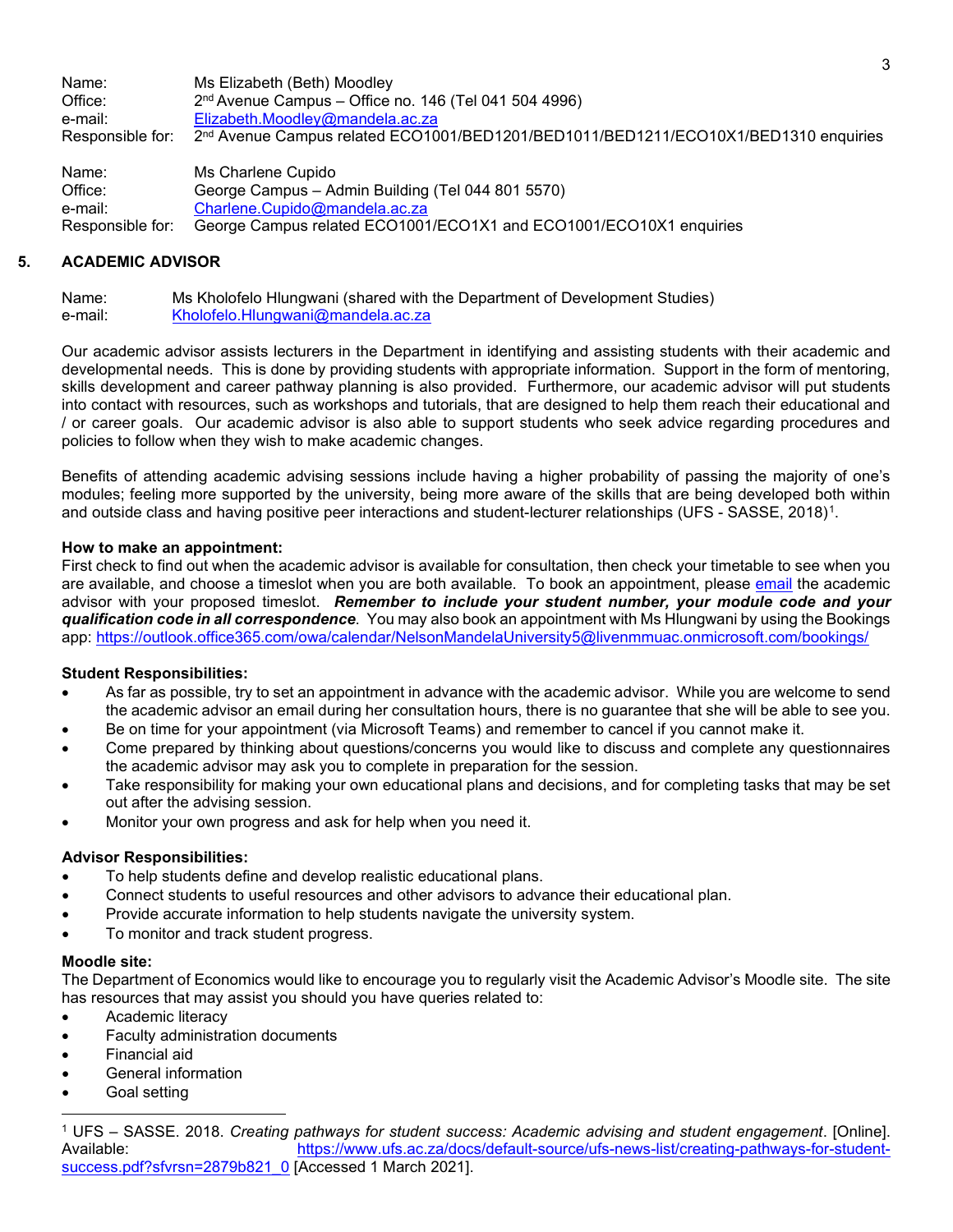| | |
|---|---|
| Name: | Ms Elizabeth (Beth) Moodley |
| Office: | 2nd Avenue Campus – Office no. 146 (Tel 041 504 4996) |
| e-mail: | Elizabeth.Moodley@mandela.ac.za |
| Responsible for: | 2nd Avenue Campus related ECO1001/BED1201/BED1011/BED1211/ECO10X1/BED1310 enquiries |

| | |
|---|---|
| Name: | Ms Charlene Cupido |
| Office: | George Campus – Admin Building (Tel 044 801 5570) |
| e-mail: | Charlene.Cupido@mandela.ac.za |
| Responsible for: | George Campus related ECO1001/ECO1X1 and ECO1001/ECO10X1 enquiries |

## 5. ACADEMIC ADVISOR

| | |
|---|---|
| Name: | Ms Kholofelo Hlungwani (shared with the Department of Development Studies) |
| e-mail: | Kholofelo.Hlungwani@mandela.ac.za |

Our academic advisor assists lecturers in the Department in identifying and assisting students with their academic and developmental needs. This is done by providing students with appropriate information. Support in the form of mentoring, skills development and career pathway planning is also provided. Furthermore, our academic advisor will put students into contact with resources, such as workshops and tutorials, that are designed to help them reach their educational and / or career goals. Our academic advisor is also able to support students who seek advice regarding procedures and policies to follow when they wish to make academic changes.

Benefits of attending academic advising sessions include having a higher probability of passing the majority of one's modules; feeling more supported by the university, being more aware of the skills that are being developed both within and outside class and having positive peer interactions and student-lecturer relationships (UFS - SASSE, 2018)[1].

**How to make an appointment:**
First check to find out when the academic advisor is available for consultation, then check your timetable to see when you are available, and choose a timeslot when you are both available. To book an appointment, please email the academic advisor with your proposed timeslot. ***Remember to include your student number, your module code and your qualification code in all correspondence***. You may also book an appointment with Ms Hlungwani by using the Bookings app: https://outlook.office365.com/owa/calendar/NelsonMandelaUniversity5@livenmmuac.onmicrosoft.com/bookings/

**Student Responsibilities:**

- As far as possible, try to set an appointment in advance with the academic advisor. While you are welcome to send the academic advisor an email during her consultation hours, there is no guarantee that she will be able to see you.
- Be on time for your appointment (via Microsoft Teams) and remember to cancel if you cannot make it.
- Come prepared by thinking about questions/concerns you would like to discuss and complete any questionnaires the academic advisor may ask you to complete in preparation for the session.
- Take responsibility for making your own educational plans and decisions, and for completing tasks that may be set out after the advising session.
- Monitor your own progress and ask for help when you need it.

**Advisor Responsibilities:**

- To help students define and develop realistic educational plans.
- Connect students to useful resources and other advisors to advance their educational plan.
- Provide accurate information to help students navigate the university system.
- To monitor and track student progress.

**Moodle site:**
The Department of Economics would like to encourage you to regularly visit the Academic Advisor's Moodle site. The site has resources that may assist you should you have queries related to:

- Academic literacy
- Faculty administration documents
- Financial aid
- General information
- Goal setting

---

[1] UFS – SASSE. 2018. *Creating pathways for student success: Academic advising and student engagement*. [Online]. Available: https://www.ufs.ac.za/docs/default-source/ufs-news-list/creating-pathways-for-student-success.pdf?sfvrsn=2879b821_0 [Accessed 1 March 2021].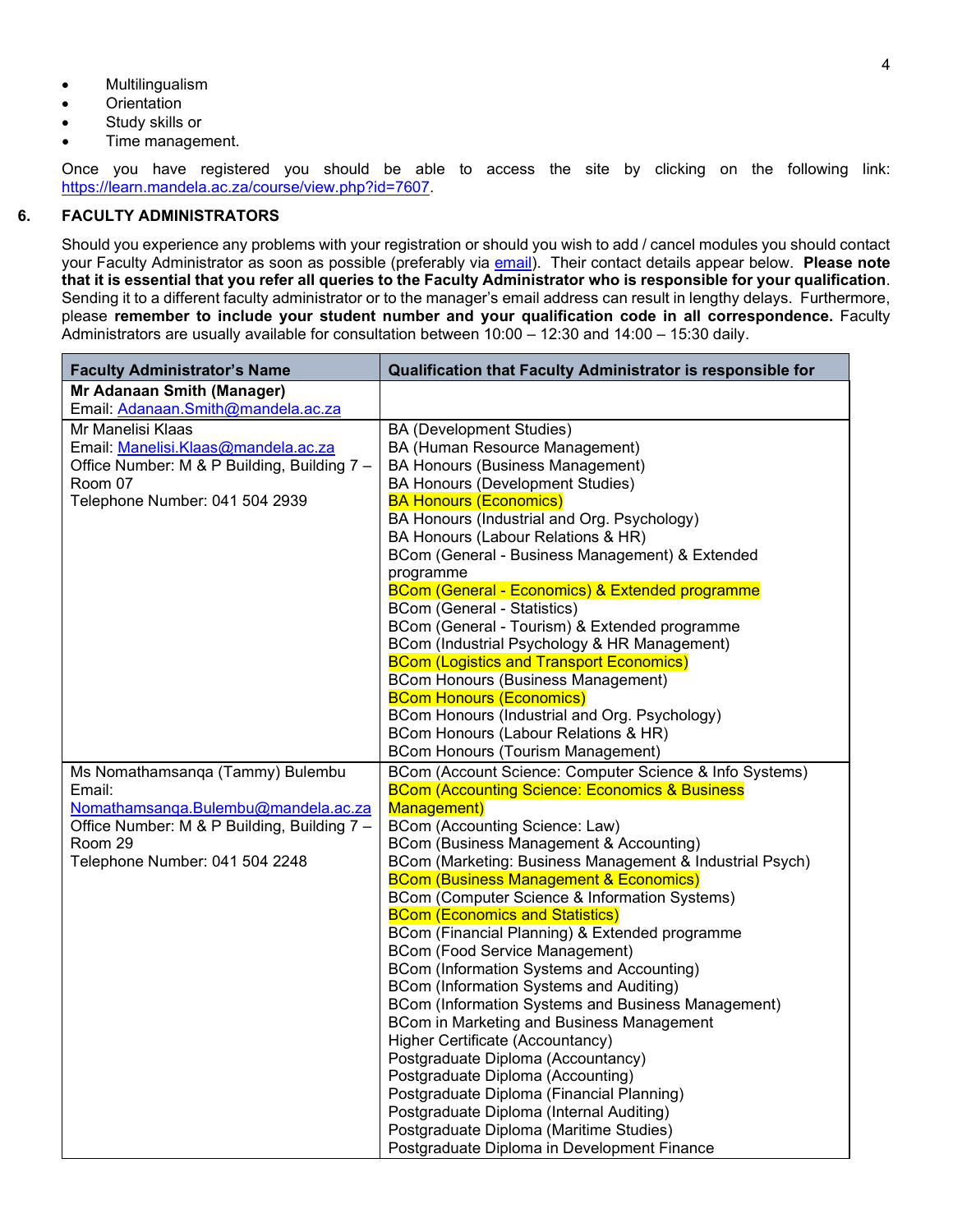- Multilingualism
- Orientation
- Study skills or
- Time management.

Once you have registered you should be able to access the site by clicking on the following link: https://learn.mandela.ac.za/course/view.php?id=7607.

## 6. FACULTY ADMINISTRATORS

Should you experience any problems with your registration or should you wish to add / cancel modules you should contact your Faculty Administrator as soon as possible (preferably via email). Their contact details appear below. **Please note that it is essential that you refer all queries to the Faculty Administrator who is responsible for your qualification**. Sending it to a different faculty administrator or to the manager's email address can result in lengthy delays. Furthermore, please **remember to include your student number and your qualification code in all correspondence.** Faculty Administrators are usually available for consultation between 10:00 – 12:30 and 14:00 – 15:30 daily.

| Faculty Administrator's Name | Qualification that Faculty Administrator is responsible for |
|---|---|
| **Mr Adanaan Smith (Manager)**<br>Email: Adanaan.Smith@mandela.ac.za | |
| Mr Manelisi Klaas<br>Email: Manelisi.Klaas@mandela.ac.za<br>Office Number: M & P Building, Building 7 – Room 07<br>Telephone Number: 041 504 2939 | BA (Development Studies)<br>BA (Human Resource Management)<br>BA Honours (Business Management)<br>BA Honours (Development Studies)<br>BA Honours (Economics)<br>BA Honours (Industrial and Org. Psychology)<br>BA Honours (Labour Relations & HR)<br>BCom (General - Business Management) & Extended programme<br>BCom (General - Economics) & Extended programme<br>BCom (General - Statistics)<br>BCom (General - Tourism) & Extended programme<br>BCom (Industrial Psychology & HR Management)<br>BCom (Logistics and Transport Economics)<br>BCom Honours (Business Management)<br>BCom Honours (Economics)<br>BCom Honours (Industrial and Org. Psychology)<br>BCom Honours (Labour Relations & HR)<br>BCom Honours (Tourism Management) |
| Ms Nomathamsanqa (Tammy) Bulembu<br>Email: Nomathamsanqa.Bulembu@mandela.ac.za<br>Office Number: M & P Building, Building 7 – Room 29<br>Telephone Number: 041 504 2248 | BCom (Account Science: Computer Science & Info Systems)<br>BCom (Accounting Science: Economics & Business Management)<br>BCom (Accounting Science: Law)<br>BCom (Business Management & Accounting)<br>BCom (Marketing: Business Management & Industrial Psych)<br>BCom (Business Management & Economics)<br>BCom (Computer Science & Information Systems)<br>BCom (Economics and Statistics)<br>BCom (Financial Planning) & Extended programme<br>BCom (Food Service Management)<br>BCom (Information Systems and Accounting)<br>BCom (Information Systems and Auditing)<br>BCom (Information Systems and Business Management)<br>BCom in Marketing and Business Management<br>Higher Certificate (Accountancy)<br>Postgraduate Diploma (Accountancy)<br>Postgraduate Diploma (Accounting)<br>Postgraduate Diploma (Financial Planning)<br>Postgraduate Diploma (Internal Auditing)<br>Postgraduate Diploma (Maritime Studies)<br>Postgraduate Diploma in Development Finance |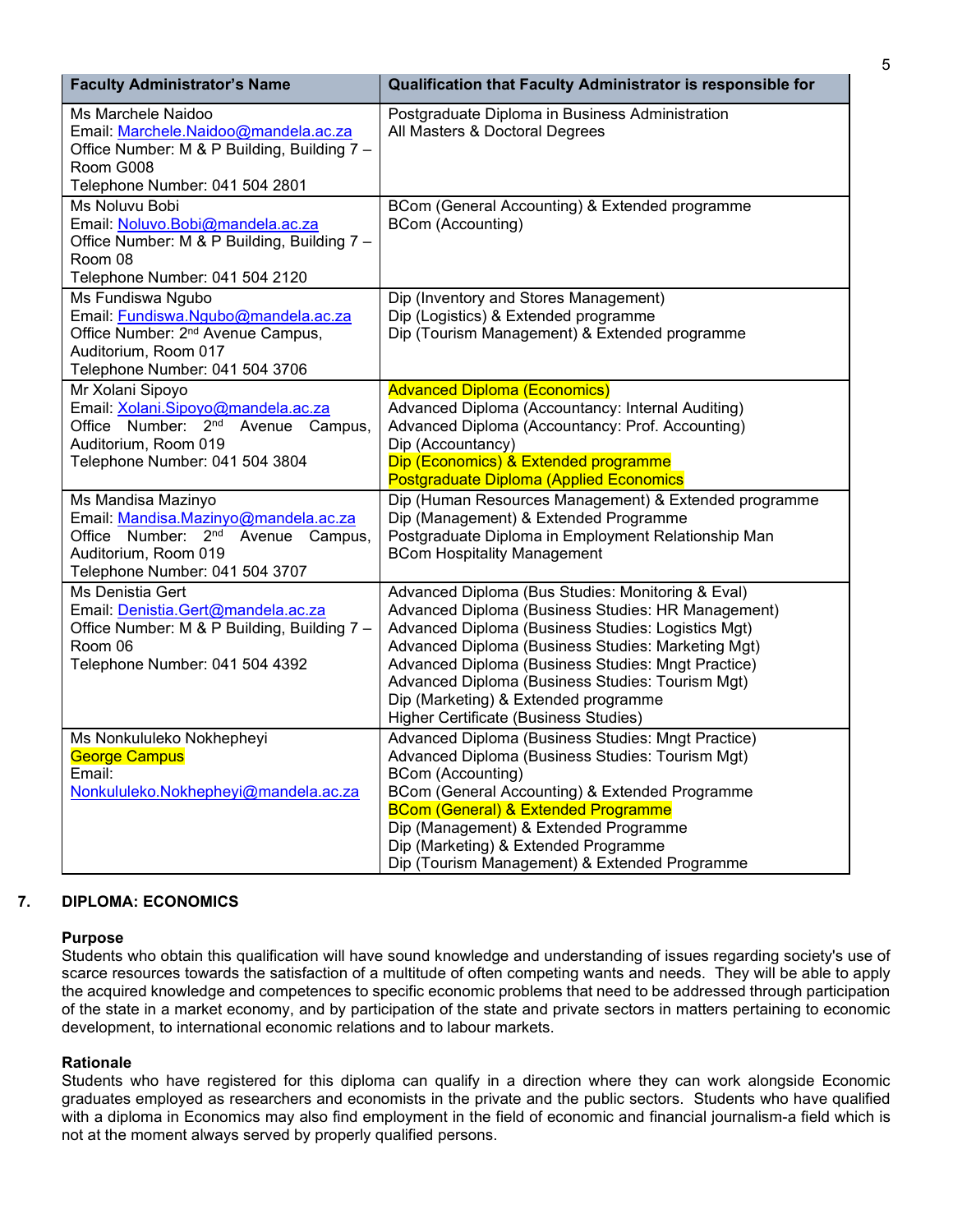| Faculty Administrator's Name | Qualification that Faculty Administrator is responsible for |
|---|---|
| Ms Marchele Naidoo<br>Email: Marchele.Naidoo@mandela.ac.za<br>Office Number: M & P Building, Building 7 – Room G008<br>Telephone Number: 041 504 2801 | Postgraduate Diploma in Business Administration<br>All Masters & Doctoral Degrees |
| Ms Noluvu Bobi<br>Email: Noluvu.Bobi@mandela.ac.za<br>Office Number: M & P Building, Building 7 – Room 08<br>Telephone Number: 041 504 2120 | BCom (General Accounting) & Extended programme<br>BCom (Accounting) |
| Ms Fundiswa Ngubo<br>Email: Fundiswa.Ngubo@mandela.ac.za<br>Office Number: 2nd Avenue Campus, Auditorium, Room 017<br>Telephone Number: 041 504 3706 | Dip (Inventory and Stores Management)<br>Dip (Logistics) & Extended programme<br>Dip (Tourism Management) & Extended programme |
| Mr Xolani Sipoyo<br>Email: Xolani.Sipoyo@mandela.ac.za<br>Office Number: 2nd Avenue Campus, Auditorium, Room 019<br>Telephone Number: 041 504 3804 | Advanced Diploma (Economics)<br>Advanced Diploma (Accountancy: Internal Auditing)<br>Advanced Diploma (Accountancy: Prof. Accounting)<br>Dip (Accountancy)<br>Dip (Economics) & Extended programme<br>Postgraduate Diploma (Applied Economics |
| Ms Mandisa Mazinyo<br>Email: Mandisa.Mazinyo@mandela.ac.za<br>Office Number: 2nd Avenue Campus, Auditorium, Room 019<br>Telephone Number: 041 504 3707 | Dip (Human Resources Management) & Extended programme<br>Dip (Management) & Extended Programme<br>Postgraduate Diploma in Employment Relationship Man<br>BCom Hospitality Management |
| Ms Denistia Gert<br>Email: Denistia.Gert@mandela.ac.za<br>Office Number: M & P Building, Building 7 – Room 06<br>Telephone Number: 041 504 4392 | Advanced Diploma (Bus Studies: Monitoring & Eval)<br>Advanced Diploma (Business Studies: HR Management)<br>Advanced Diploma (Business Studies: Logistics Mgt)<br>Advanced Diploma (Business Studies: Marketing Mgt)<br>Advanced Diploma (Business Studies: Mngt Practice)<br>Advanced Diploma (Business Studies: Tourism Mgt)<br>Dip (Marketing) & Extended programme<br>Higher Certificate (Business Studies) |
| Ms Nonkululeko Nokhepheyi<br>George Campus<br>Email: Nonkululeko.Nokhepheyi@mandela.ac.za | Advanced Diploma (Business Studies: Mngt Practice)<br>Advanced Diploma (Business Studies: Tourism Mgt)<br>BCom (Accounting)<br>BCom (General Accounting) & Extended Programme<br>BCom (General) & Extended Programme<br>Dip (Management) & Extended Programme<br>Dip (Marketing) & Extended Programme<br>Dip (Tourism Management) & Extended Programme |

## 7. DIPLOMA: ECONOMICS

**Purpose**

Students who obtain this qualification will have sound knowledge and understanding of issues regarding society's use of scarce resources towards the satisfaction of a multitude of often competing wants and needs. They will be able to apply the acquired knowledge and competences to specific economic problems that need to be addressed through participation of the state in a market economy, and by participation of the state and private sectors in matters pertaining to economic development, to international economic relations and to labour markets.

**Rationale**

Students who have registered for this diploma can qualify in a direction where they can work alongside Economic graduates employed as researchers and economists in the private and the public sectors. Students who have qualified with a diploma in Economics may also find employment in the field of economic and financial journalism-a field which is not at the moment always served by properly qualified persons.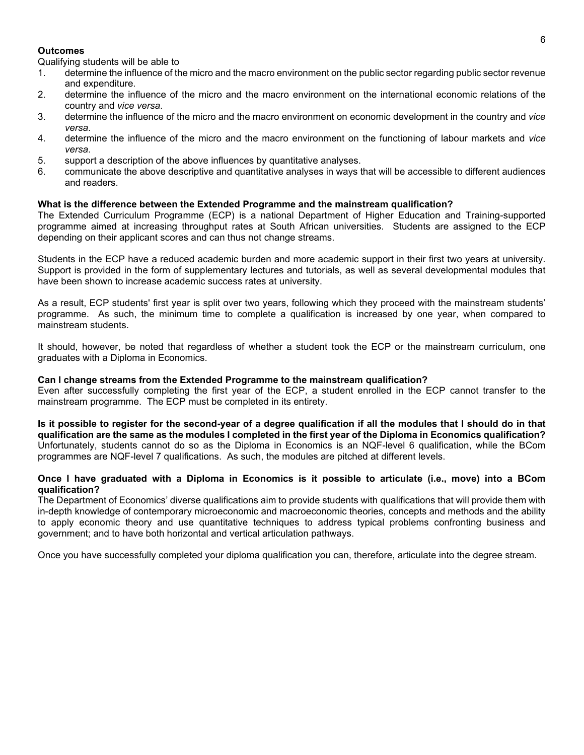**Outcomes**

Qualifying students will be able to

1. determine the influence of the micro and the macro environment on the public sector regarding public sector revenue and expenditure.
2. determine the influence of the micro and the macro environment on the international economic relations of the country and *vice versa*.
3. determine the influence of the micro and the macro environment on economic development in the country and *vice versa*.
4. determine the influence of the micro and the macro environment on the functioning of labour markets and *vice versa*.
5. support a description of the above influences by quantitative analyses.
6. communicate the above descriptive and quantitative analyses in ways that will be accessible to different audiences and readers.

**What is the difference between the Extended Programme and the mainstream qualification?**

The Extended Curriculum Programme (ECP) is a national Department of Higher Education and Training-supported programme aimed at increasing throughput rates at South African universities. Students are assigned to the ECP depending on their applicant scores and can thus not change streams.

Students in the ECP have a reduced academic burden and more academic support in their first two years at university. Support is provided in the form of supplementary lectures and tutorials, as well as several developmental modules that have been shown to increase academic success rates at university.

As a result, ECP students' first year is split over two years, following which they proceed with the mainstream students' programme. As such, the minimum time to complete a qualification is increased by one year, when compared to mainstream students.

It should, however, be noted that regardless of whether a student took the ECP or the mainstream curriculum, one graduates with a Diploma in Economics.

**Can I change streams from the Extended Programme to the mainstream qualification?**

Even after successfully completing the first year of the ECP, a student enrolled in the ECP cannot transfer to the mainstream programme. The ECP must be completed in its entirety.

**Is it possible to register for the second-year of a degree qualification if all the modules that I should do in that qualification are the same as the modules I completed in the first year of the Diploma in Economics qualification?**

Unfortunately, students cannot do so as the Diploma in Economics is an NQF-level 6 qualification, while the BCom programmes are NQF-level 7 qualifications. As such, the modules are pitched at different levels.

**Once I have graduated with a Diploma in Economics is it possible to articulate (i.e., move) into a BCom qualification?**

The Department of Economics' diverse qualifications aim to provide students with qualifications that will provide them with in-depth knowledge of contemporary microeconomic and macroeconomic theories, concepts and methods and the ability to apply economic theory and use quantitative techniques to address typical problems confronting business and government; and to have both horizontal and vertical articulation pathways.

Once you have successfully completed your diploma qualification you can, therefore, articulate into the degree stream.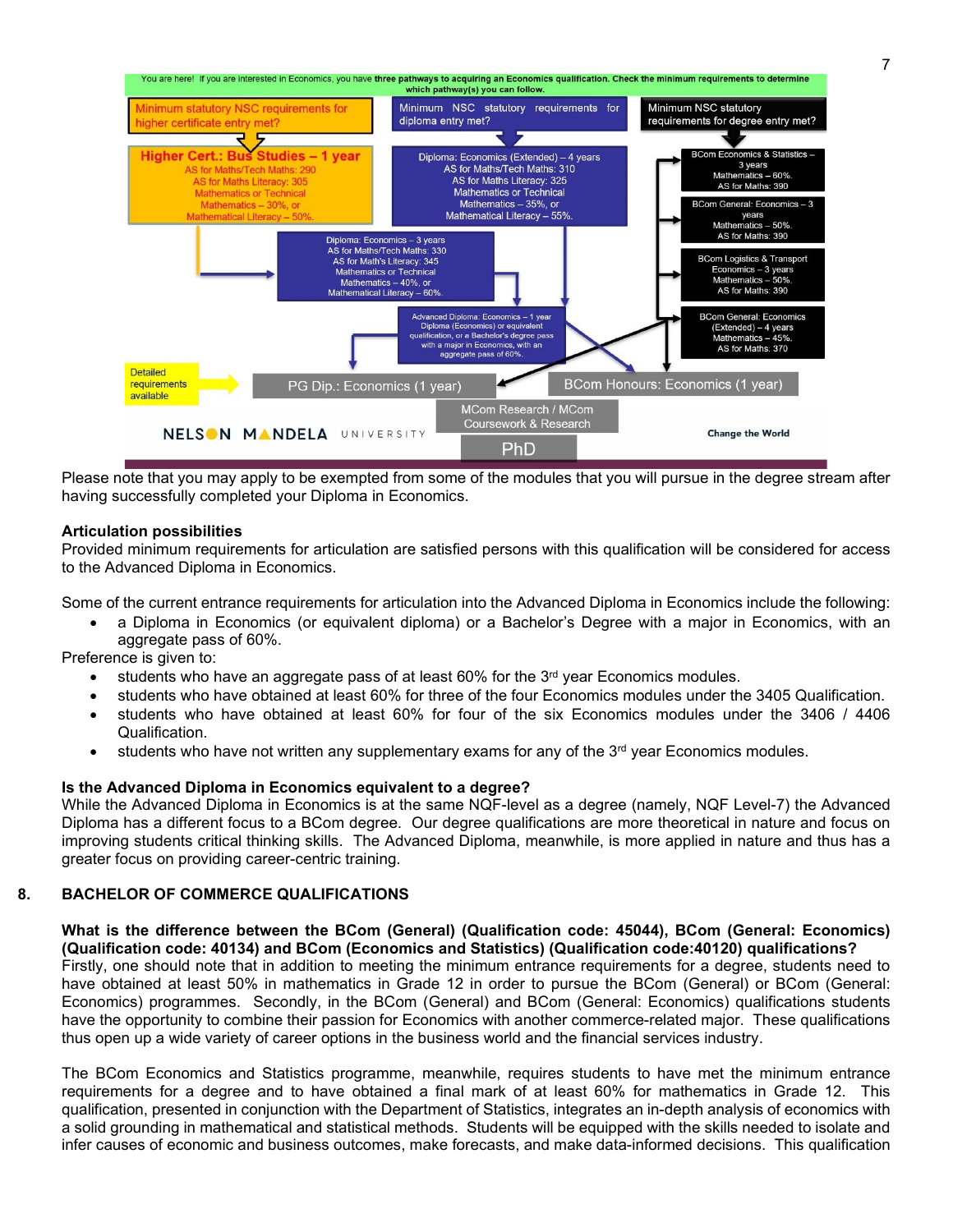You are here! If you are interested in Economics, you have **three pathways to acquiring an Economics qualification. Check the minimum requirements to determine which pathway(s) you can follow.**

Minimum statutory NSC requirements for higher certificate entry met?

**Higher Cert.: Bus Studies – 1 year**
AS for Maths/Tech Maths: 290
AS for Maths Literacy: 305
Mathematics or Technical Mathematics – 30%, or
Mathematical Literacy – 50%.

Minimum NSC statutory requirements for diploma entry met?

Diploma: Economics (Extended) – 4 years
AS for Maths/Tech Maths: 310
AS for Maths Literacy: 325
Mathematics or Technical Mathematics – 35%, or
Mathematical Literacy – 55%.

Diploma: Economics – 3 years
AS for Maths/Tech Maths: 330
AS for Math's Literacy: 345
Mathematics or Technical Mathematics – 40%, or
Mathematical Literacy – 60%.

Minimum NSC statutory requirements for degree entry met?

BCom Economics & Statistics – 3 years
Mathematics – 60%.
AS for Maths: 390

BCom General: Economics – 3 years
Mathematics – 50%.
AS for Maths: 390

BCom Logistics & Transport Economics – 3 years
Mathematics – 50%.
AS for Maths: 390

BCom General: Economics (Extended) – 4 years
Mathematics – 45%.
AS for Maths: 370

Advanced Diploma: Economics – 1 year
Diploma (Economics) or equivalent qualification, or a Bachelor's degree pass with a major in Economics, with an aggregate pass of 60%.

Detailed requirements available

PG Dip.: Economics (1 year)

BCom Honours: Economics (1 year)

MCom Research / MCom Coursework & Research

PhD

NELSON MANDELA UNIVERSITY — Change the World

Please note that you may apply to be exempted from some of the modules that you will pursue in the degree stream after having successfully completed your Diploma in Economics.

**Articulation possibilities**
Provided minimum requirements for articulation are satisfied persons with this qualification will be considered for access to the Advanced Diploma in Economics.

Some of the current entrance requirements for articulation into the Advanced Diploma in Economics include the following:

- a Diploma in Economics (or equivalent diploma) or a Bachelor's Degree with a major in Economics, with an aggregate pass of 60%.

Preference is given to:

- students who have an aggregate pass of at least 60% for the 3rd year Economics modules.
- students who have obtained at least 60% for three of the four Economics modules under the 3405 Qualification.
- students who have obtained at least 60% for four of the six Economics modules under the 3406 / 4406 Qualification.
- students who have not written any supplementary exams for any of the 3rd year Economics modules.

**Is the Advanced Diploma in Economics equivalent to a degree?**
While the Advanced Diploma in Economics is at the same NQF-level as a degree (namely, NQF Level-7) the Advanced Diploma has a different focus to a BCom degree. Our degree qualifications are more theoretical in nature and focus on improving students critical thinking skills. The Advanced Diploma, meanwhile, is more applied in nature and thus has a greater focus on providing career-centric training.

## 8. BACHELOR OF COMMERCE QUALIFICATIONS

**What is the difference between the BCom (General) (Qualification code: 45044), BCom (General: Economics) (Qualification code: 40134) and BCom (Economics and Statistics) (Qualification code:40120) qualifications?**
Firstly, one should note that in addition to meeting the minimum entrance requirements for a degree, students need to have obtained at least 50% in mathematics in Grade 12 in order to pursue the BCom (General) or BCom (General: Economics) programmes. Secondly, in the BCom (General) and BCom (General: Economics) qualifications students have the opportunity to combine their passion for Economics with another commerce-related major. These qualifications thus open up a wide variety of career options in the business world and the financial services industry.

The BCom Economics and Statistics programme, meanwhile, requires students to have met the minimum entrance requirements for a degree and to have obtained a final mark of at least 60% for mathematics in Grade 12. This qualification, presented in conjunction with the Department of Statistics, integrates an in-depth analysis of economics with a solid grounding in mathematical and statistical methods. Students will be equipped with the skills needed to isolate and infer causes of economic and business outcomes, make forecasts, and make data-informed decisions. This qualification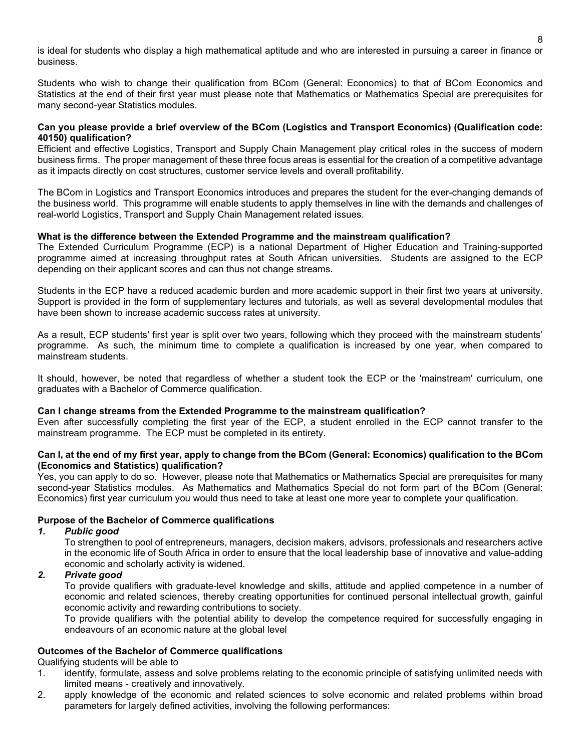is ideal for students who display a high mathematical aptitude and who are interested in pursuing a career in finance or business.

Students who wish to change their qualification from BCom (General: Economics) to that of BCom Economics and Statistics at the end of their first year must please note that Mathematics or Mathematics Special are prerequisites for many second-year Statistics modules.

**Can you please provide a brief overview of the BCom (Logistics and Transport Economics) (Qualification code: 40150) qualification?**

Efficient and effective Logistics, Transport and Supply Chain Management play critical roles in the success of modern business firms. The proper management of these three focus areas is essential for the creation of a competitive advantage as it impacts directly on cost structures, customer service levels and overall profitability.

The BCom in Logistics and Transport Economics introduces and prepares the student for the ever-changing demands of the business world. This programme will enable students to apply themselves in line with the demands and challenges of real-world Logistics, Transport and Supply Chain Management related issues.

**What is the difference between the Extended Programme and the mainstream qualification?**

The Extended Curriculum Programme (ECP) is a national Department of Higher Education and Training-supported programme aimed at increasing throughput rates at South African universities. Students are assigned to the ECP depending on their applicant scores and can thus not change streams.

Students in the ECP have a reduced academic burden and more academic support in their first two years at university. Support is provided in the form of supplementary lectures and tutorials, as well as several developmental modules that have been shown to increase academic success rates at university.

As a result, ECP students' first year is split over two years, following which they proceed with the mainstream students' programme. As such, the minimum time to complete a qualification is increased by one year, when compared to mainstream students.

It should, however, be noted that regardless of whether a student took the ECP or the 'mainstream' curriculum, one graduates with a Bachelor of Commerce qualification.

**Can I change streams from the Extended Programme to the mainstream qualification?**

Even after successfully completing the first year of the ECP, a student enrolled in the ECP cannot transfer to the mainstream programme. The ECP must be completed in its entirety.

**Can I, at the end of my first year, apply to change from the BCom (General: Economics) qualification to the BCom (Economics and Statistics) qualification?**

Yes, you can apply to do so. However, please note that Mathematics or Mathematics Special are prerequisites for many second-year Statistics modules. As Mathematics and Mathematics Special do not form part of the BCom (General: Economics) first year curriculum you would thus need to take at least one more year to complete your qualification.

**Purpose of the Bachelor of Commerce qualifications**

***1. Public good***

To strengthen to pool of entrepreneurs, managers, decision makers, advisors, professionals and researchers active in the economic life of South Africa in order to ensure that the local leadership base of innovative and value-adding economic and scholarly activity is widened.

***2. Private good***

To provide qualifiers with graduate-level knowledge and skills, attitude and applied competence in a number of economic and related sciences, thereby creating opportunities for continued personal intellectual growth, gainful economic activity and rewarding contributions to society.

To provide qualifiers with the potential ability to develop the competence required for successfully engaging in endeavours of an economic nature at the global level

**Outcomes of the Bachelor of Commerce qualifications**

Qualifying students will be able to

1. identify, formulate, assess and solve problems relating to the economic principle of satisfying unlimited needs with limited means - creatively and innovatively.
2. apply knowledge of the economic and related sciences to solve economic and related problems within broad parameters for largely defined activities, involving the following performances: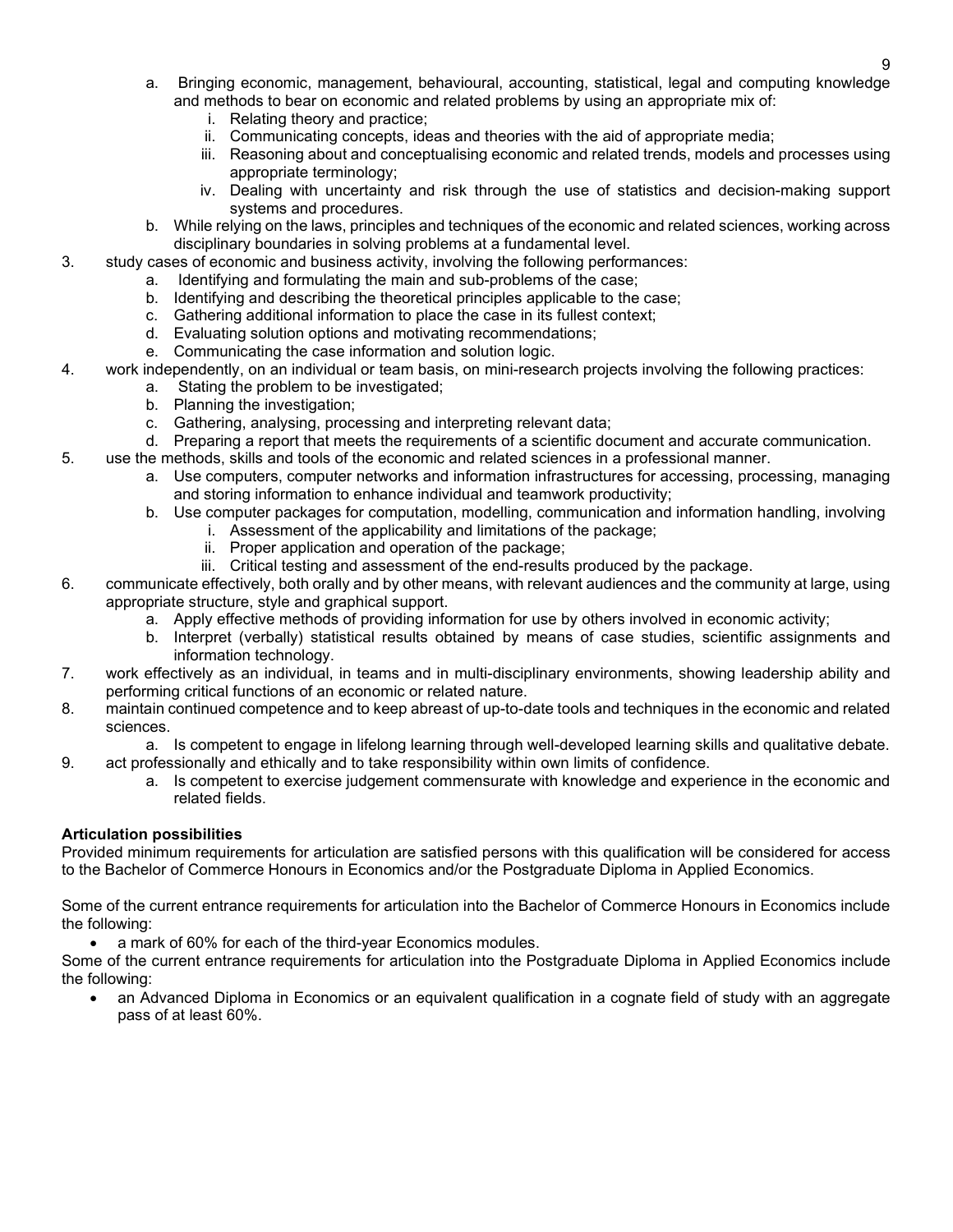a. Bringing economic, management, behavioural, accounting, statistical, legal and computing knowledge and methods to bear on economic and related problems by using an appropriate mix of:
      i. Relating theory and practice;
      ii. Communicating concepts, ideas and theories with the aid of appropriate media;
      iii. Reasoning about and conceptualising economic and related trends, models and processes using appropriate terminology;
      iv. Dealing with uncertainty and risk through the use of statistics and decision-making support systems and procedures.
   b. While relying on the laws, principles and techniques of the economic and related sciences, working across disciplinary boundaries in solving problems at a fundamental level.

3. study cases of economic and business activity, involving the following performances:
   a. Identifying and formulating the main and sub-problems of the case;
   b. Identifying and describing the theoretical principles applicable to the case;
   c. Gathering additional information to place the case in its fullest context;
   d. Evaluating solution options and motivating recommendations;
   e. Communicating the case information and solution logic.
4. work independently, on an individual or team basis, on mini-research projects involving the following practices:
   a. Stating the problem to be investigated;
   b. Planning the investigation;
   c. Gathering, analysing, processing and interpreting relevant data;
   d. Preparing a report that meets the requirements of a scientific document and accurate communication.
5. use the methods, skills and tools of the economic and related sciences in a professional manner.
   a. Use computers, computer networks and information infrastructures for accessing, processing, managing and storing information to enhance individual and teamwork productivity;
   b. Use computer packages for computation, modelling, communication and information handling, involving
      i. Assessment of the applicability and limitations of the package;
      ii. Proper application and operation of the package;
      iii. Critical testing and assessment of the end-results produced by the package.
6. communicate effectively, both orally and by other means, with relevant audiences and the community at large, using appropriate structure, style and graphical support.
   a. Apply effective methods of providing information for use by others involved in economic activity;
   b. Interpret (verbally) statistical results obtained by means of case studies, scientific assignments and information technology.
7. work effectively as an individual, in teams and in multi-disciplinary environments, showing leadership ability and performing critical functions of an economic or related nature.
8. maintain continued competence and to keep abreast of up-to-date tools and techniques in the economic and related sciences.
   a. Is competent to engage in lifelong learning through well-developed learning skills and qualitative debate.
9. act professionally and ethically and to take responsibility within own limits of confidence.
   a. Is competent to exercise judgement commensurate with knowledge and experience in the economic and related fields.

**Articulation possibilities**

Provided minimum requirements for articulation are satisfied persons with this qualification will be considered for access to the Bachelor of Commerce Honours in Economics and/or the Postgraduate Diploma in Applied Economics.

Some of the current entrance requirements for articulation into the Bachelor of Commerce Honours in Economics include the following:

- a mark of 60% for each of the third-year Economics modules.

Some of the current entrance requirements for articulation into the Postgraduate Diploma in Applied Economics include the following:

- an Advanced Diploma in Economics or an equivalent qualification in a cognate field of study with an aggregate pass of at least 60%.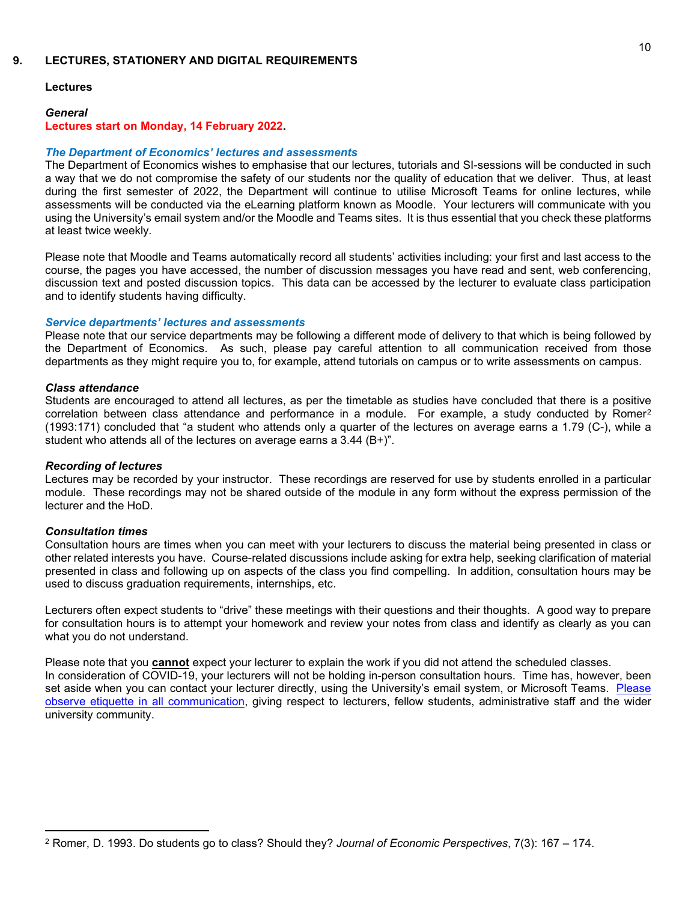## 9. LECTURES, STATIONERY AND DIGITAL REQUIREMENTS

### Lectures

***General***

**Lectures start on Monday, 14 February 2022.**

***The Department of Economics' lectures and assessments***

The Department of Economics wishes to emphasise that our lectures, tutorials and SI-sessions will be conducted in such a way that we do not compromise the safety of our students nor the quality of education that we deliver. Thus, at least during the first semester of 2022, the Department will continue to utilise Microsoft Teams for online lectures, while assessments will be conducted via the eLearning platform known as Moodle. Your lecturers will communicate with you using the University's email system and/or the Moodle and Teams sites. It is thus essential that you check these platforms at least twice weekly.

Please note that Moodle and Teams automatically record all students' activities including: your first and last access to the course, the pages you have accessed, the number of discussion messages you have read and sent, web conferencing, discussion text and posted discussion topics. This data can be accessed by the lecturer to evaluate class participation and to identify students having difficulty.

***Service departments' lectures and assessments***

Please note that our service departments may be following a different mode of delivery to that which is being followed by the Department of Economics. As such, please pay careful attention to all communication received from those departments as they might require you to, for example, attend tutorials on campus or to write assessments on campus.

***Class attendance***

Students are encouraged to attend all lectures, as per the timetable as studies have concluded that there is a positive correlation between class attendance and performance in a module. For example, a study conducted by Romer[2] (1993:171) concluded that "a student who attends only a quarter of the lectures on average earns a 1.79 (C-), while a student who attends all of the lectures on average earns a 3.44 (B+)".

***Recording of lectures***

Lectures may be recorded by your instructor. These recordings are reserved for use by students enrolled in a particular module. These recordings may not be shared outside of the module in any form without the express permission of the lecturer and the HoD.

***Consultation times***

Consultation hours are times when you can meet with your lecturers to discuss the material being presented in class or other related interests you have. Course-related discussions include asking for extra help, seeking clarification of material presented in class and following up on aspects of the class you find compelling. In addition, consultation hours may be used to discuss graduation requirements, internships, etc.

Lecturers often expect students to "drive" these meetings with their questions and their thoughts. A good way to prepare for consultation hours is to attempt your homework and review your notes from class and identify as clearly as you can what you do not understand.

Please note that you **cannot** expect your lecturer to explain the work if you did not attend the scheduled classes.
In consideration of COVID-19, your lecturers will not be holding in-person consultation hours. Time has, however, been set aside when you can contact your lecturer directly, using the University's email system, or Microsoft Teams. Please observe etiquette in all communication, giving respect to lecturers, fellow students, administrative staff and the wider university community.

---

[2] Romer, D. 1993. Do students go to class? Should they? *Journal of Economic Perspectives*, 7(3): 167 – 174.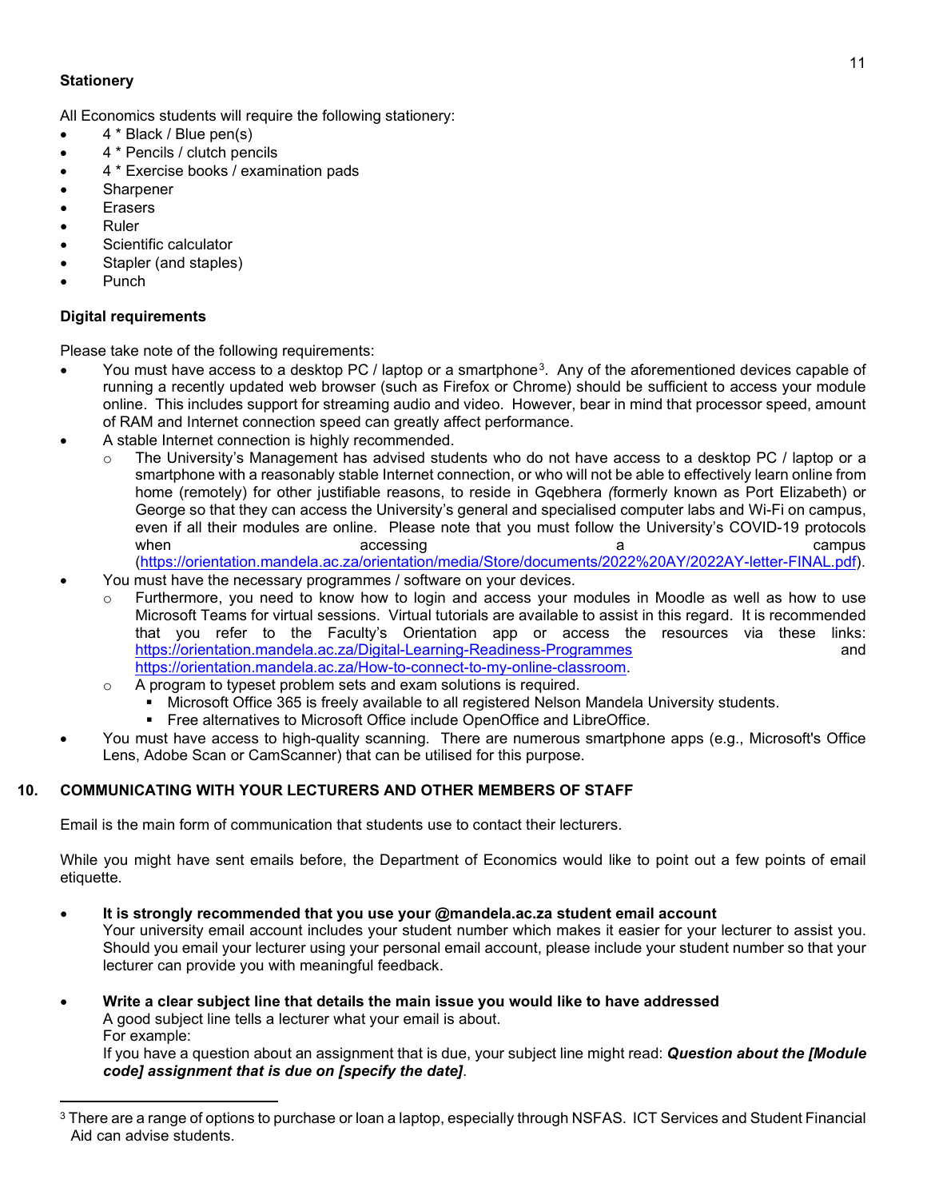**Stationery**

All Economics students will require the following stationery:

- 4 * Black / Blue pen(s)
- 4 * Pencils / clutch pencils
- 4 * Exercise books / examination pads
- Sharpener
- Erasers
- Ruler
- Scientific calculator
- Stapler (and staples)
- Punch

**Digital requirements**

Please take note of the following requirements:

- You must have access to a desktop PC / laptop or a smartphone[3]. Any of the aforementioned devices capable of running a recently updated web browser (such as Firefox or Chrome) should be sufficient to access your module online. This includes support for streaming audio and video. However, bear in mind that processor speed, amount of RAM and Internet connection speed can greatly affect performance.
- A stable Internet connection is highly recommended.
  - The University's Management has advised students who do not have access to a desktop PC / laptop or a smartphone with a reasonably stable Internet connection, or who will not be able to effectively learn online from home (remotely) for other justifiable reasons, to reside in Gqebhera *(*formerly known as Port Elizabeth) or George so that they can access the University's general and specialised computer labs and Wi-Fi on campus, even if all their modules are online. Please note that you must follow the University's COVID-19 protocols when accessing a campus (https://orientation.mandela.ac.za/orientation/media/Store/documents/2022%20AY/2022AY-letter-FINAL.pdf).
- You must have the necessary programmes / software on your devices.
  - Furthermore, you need to know how to login and access your modules in Moodle as well as how to use Microsoft Teams for virtual sessions. Virtual tutorials are available to assist in this regard. It is recommended that you refer to the Faculty's Orientation app or access the resources via these links: https://orientation.mandela.ac.za/Digital-Learning-Readiness-Programmes and https://orientation.mandela.ac.za/How-to-connect-to-my-online-classroom.
  - A program to typeset problem sets and exam solutions is required.
    - Microsoft Office 365 is freely available to all registered Nelson Mandela University students.
    - Free alternatives to Microsoft Office include OpenOffice and LibreOffice.
- You must have access to high-quality scanning. There are numerous smartphone apps (e.g., Microsoft's Office Lens, Adobe Scan or CamScanner) that can be utilised for this purpose.

## 10. COMMUNICATING WITH YOUR LECTURERS AND OTHER MEMBERS OF STAFF

Email is the main form of communication that students use to contact their lecturers.

While you might have sent emails before, the Department of Economics would like to point out a few points of email etiquette.

- **It is strongly recommended that you use your @mandela.ac.za student email account**
  Your university email account includes your student number which makes it easier for your lecturer to assist you. Should you email your lecturer using your personal email account, please include your student number so that your lecturer can provide you with meaningful feedback.

- **Write a clear subject line that details the main issue you would like to have addressed**
  A good subject line tells a lecturer what your email is about.
  For example:
  If you have a question about an assignment that is due, your subject line might read: ***Question about the [Module code] assignment that is due on [specify the date]***.

---

[3] There are a range of options to purchase or loan a laptop, especially through NSFAS. ICT Services and Student Financial Aid can advise students.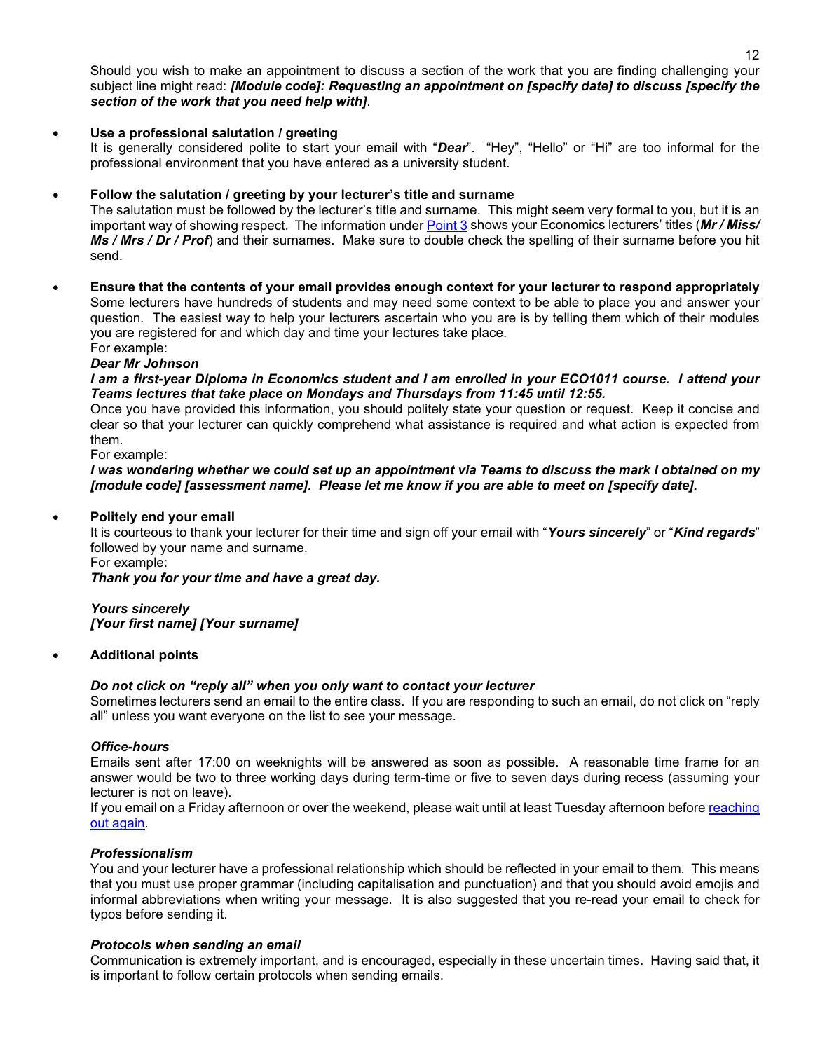Should you wish to make an appointment to discuss a section of the work that you are finding challenging your subject line might read: ***[Module code]: Requesting an appointment on [specify date] to discuss [specify the section of the work that you need help with]***.

- **Use a professional salutation / greeting**

  It is generally considered polite to start your email with "***Dear***". "Hey", "Hello" or "Hi" are too informal for the professional environment that you have entered as a university student.

- **Follow the salutation / greeting by your lecturer's title and surname**

  The salutation must be followed by the lecturer's title and surname. This might seem very formal to you, but it is an important way of showing respect. The information under Point 3 shows your Economics lecturers' titles (***Mr / Miss/ Ms / Mrs / Dr / Prof***) and their surnames. Make sure to double check the spelling of their surname before you hit send.

- **Ensure that the contents of your email provides enough context for your lecturer to respond appropriately**

  Some lecturers have hundreds of students and may need some context to be able to place you and answer your question. The easiest way to help your lecturers ascertain who you are is by telling them which of their modules you are registered for and which day and time your lectures take place.

  For example:

  ***Dear Mr Johnson***

  ***I am a first-year Diploma in Economics student and I am enrolled in your ECO1011 course. I attend your Teams lectures that take place on Mondays and Thursdays from 11:45 until 12:55.***

  Once you have provided this information, you should politely state your question or request. Keep it concise and clear so that your lecturer can quickly comprehend what assistance is required and what action is expected from them.

  For example:

  ***I was wondering whether we could set up an appointment via Teams to discuss the mark I obtained on my [module code] [assessment name]. Please let me know if you are able to meet on [specify date].***

- **Politely end your email**

  It is courteous to thank your lecturer for their time and sign off your email with "***Yours sincerely***" or "***Kind regards***" followed by your name and surname.

  For example:

  ***Thank you for your time and have a great day.***

  ***Yours sincerely***
  ***[Your first name] [Your surname]***

- **Additional points**

  ***Do not click on "reply all" when you only want to contact your lecturer***

  Sometimes lecturers send an email to the entire class. If you are responding to such an email, do not click on "reply all" unless you want everyone on the list to see your message.

  ***Office-hours***

  Emails sent after 17:00 on weeknights will be answered as soon as possible. A reasonable time frame for an answer would be two to three working days during term-time or five to seven days during recess (assuming your lecturer is not on leave).

  If you email on a Friday afternoon or over the weekend, please wait until at least Tuesday afternoon before reaching out again.

  ***Professionalism***

  You and your lecturer have a professional relationship which should be reflected in your email to them. This means that you must use proper grammar (including capitalisation and punctuation) and that you should avoid emojis and informal abbreviations when writing your message. It is also suggested that you re-read your email to check for typos before sending it.

  ***Protocols when sending an email***

  Communication is extremely important, and is encouraged, especially in these uncertain times. Having said that, it is important to follow certain protocols when sending emails.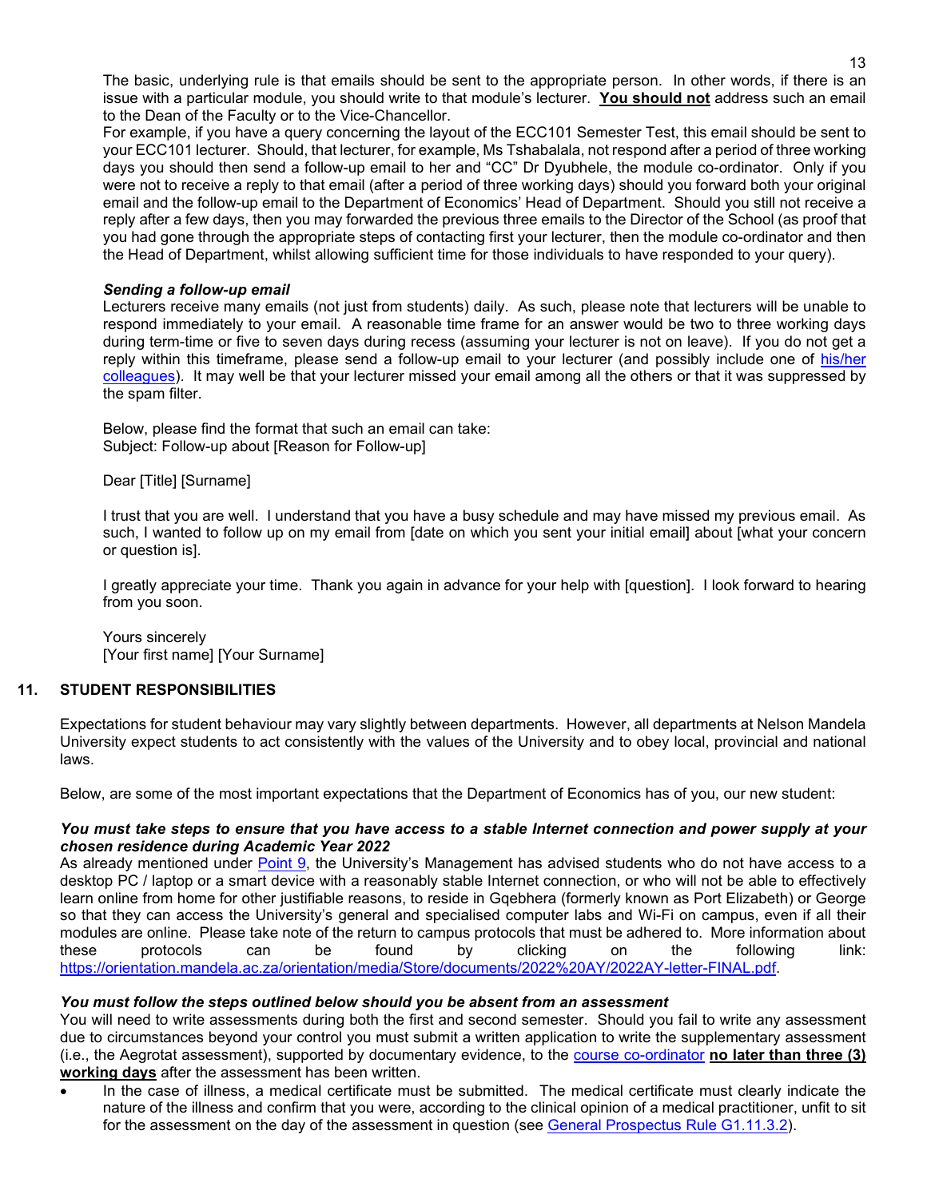The basic, underlying rule is that emails should be sent to the appropriate person. In other words, if there is an issue with a particular module, you should write to that module's lecturer. **<u>You should not</u>** address such an email to the Dean of the Faculty or to the Vice-Chancellor.

For example, if you have a query concerning the layout of the ECC101 Semester Test, this email should be sent to your ECC101 lecturer. Should, that lecturer, for example, Ms Tshabalala, not respond after a period of three working days you should then send a follow-up email to her and "CC" Dr Dyubhele, the module co-ordinator. Only if you were not to receive a reply to that email (after a period of three working days) should you forward both your original email and the follow-up email to the Department of Economics' Head of Department. Should you still not receive a reply after a few days, then you may forwarded the previous three emails to the Director of the School (as proof that you had gone through the appropriate steps of contacting first your lecturer, then the module co-ordinator and then the Head of Department, whilst allowing sufficient time for those individuals to have responded to your query).

***Sending a follow-up email***

Lecturers receive many emails (not just from students) daily. As such, please note that lecturers will be unable to respond immediately to your email. A reasonable time frame for an answer would be two to three working days during term-time or five to seven days during recess (assuming your lecturer is not on leave). If you do not get a reply within this timeframe, please send a follow-up email to your lecturer (and possibly include one of [his/her colleagues]). It may well be that your lecturer missed your email among all the others or that it was suppressed by the spam filter.

Below, please find the format that such an email can take:
Subject: Follow-up about [Reason for Follow-up]

Dear [Title] [Surname]

I trust that you are well. I understand that you have a busy schedule and may have missed my previous email. As such, I wanted to follow up on my email from [date on which you sent your initial email] about [what your concern or question is].

I greatly appreciate your time. Thank you again in advance for your help with [question]. I look forward to hearing from you soon.

Yours sincerely
[Your first name] [Your Surname]

## 11. STUDENT RESPONSIBILITIES

Expectations for student behaviour may vary slightly between departments. However, all departments at Nelson Mandela University expect students to act consistently with the values of the University and to obey local, provincial and national laws.

Below, are some of the most important expectations that the Department of Economics has of you, our new student:

***You must take steps to ensure that you have access to a stable Internet connection and power supply at your chosen residence during Academic Year 2022***

As already mentioned under [Point 9], the University's Management has advised students who do not have access to a desktop PC / laptop or a smart device with a reasonably stable Internet connection, or who will not be able to effectively learn online from home for other justifiable reasons, to reside in Gqebhera (formerly known as Port Elizabeth) or George so that they can access the University's general and specialised computer labs and Wi-Fi on campus, even if all their modules are online. Please take note of the return to campus protocols that must be adhered to. More information about these protocols can be found by clicking on the following link: https://orientation.mandela.ac.za/orientation/media/Store/documents/2022%20AY/2022AY-letter-FINAL.pdf.

***You must follow the steps outlined below should you be absent from an assessment***

You will need to write assessments during both the first and second semester. Should you fail to write any assessment due to circumstances beyond your control you must submit a written application to write the supplementary assessment (i.e., the Aegrotat assessment), supported by documentary evidence, to the [course co-ordinator] **<u>no later than three (3) working days</u>** after the assessment has been written.

- In the case of illness, a medical certificate must be submitted. The medical certificate must clearly indicate the nature of the illness and confirm that you were, according to the clinical opinion of a medical practitioner, unfit to sit for the assessment on the day of the assessment in question (see [General Prospectus Rule G1.11.3.2]).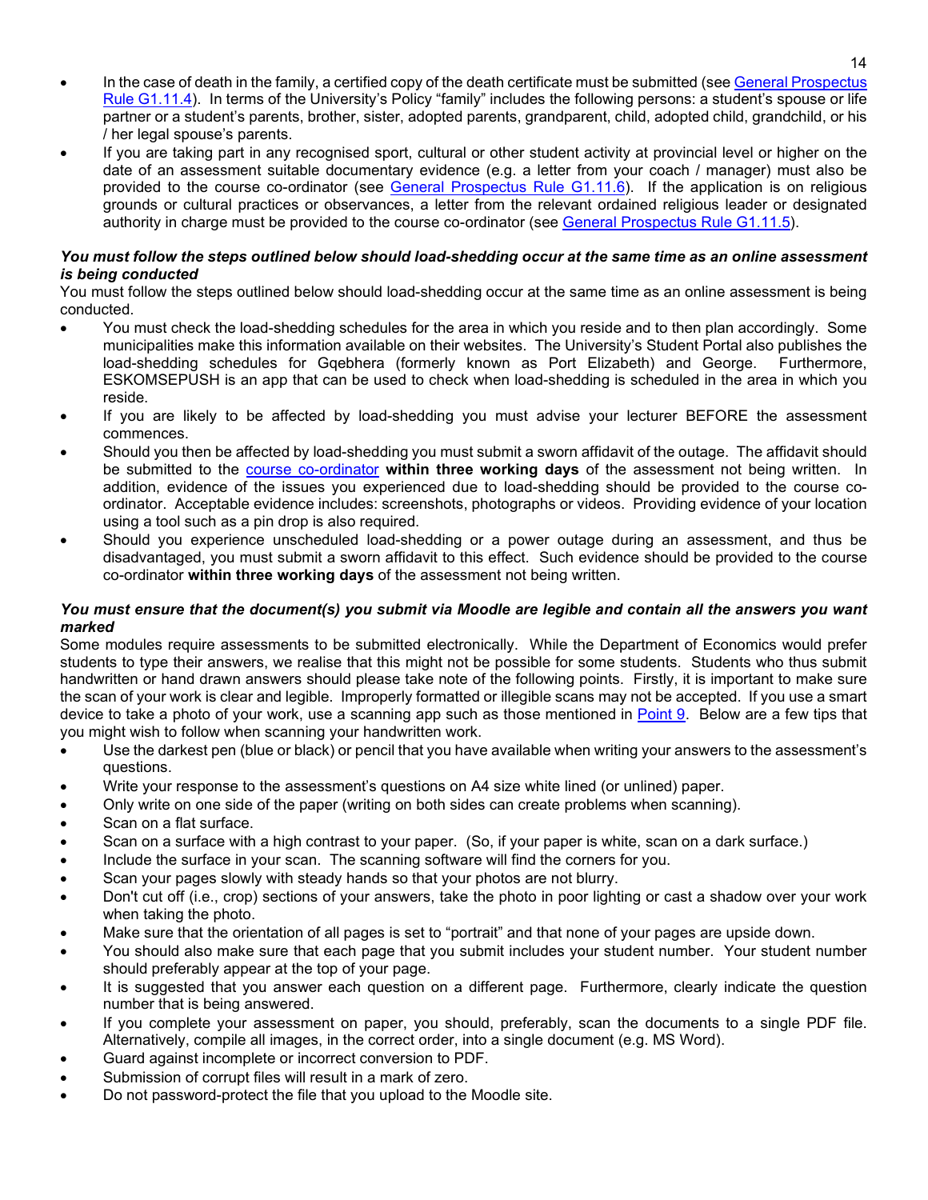- In the case of death in the family, a certified copy of the death certificate must be submitted (see [General Prospectus Rule G1.11.4](#)). In terms of the University's Policy "family" includes the following persons: a student's spouse or life partner or a student's parents, brother, sister, adopted parents, grandparent, child, adopted child, grandchild, or his / her legal spouse's parents.
- If you are taking part in any recognised sport, cultural or other student activity at provincial level or higher on the date of an assessment suitable documentary evidence (e.g. a letter from your coach / manager) must also be provided to the course co-ordinator (see [General Prospectus Rule G1.11.6](#)). If the application is on religious grounds or cultural practices or observances, a letter from the relevant ordained religious leader or designated authority in charge must be provided to the course co-ordinator (see [General Prospectus Rule G1.11.5](#)).

***You must follow the steps outlined below should load-shedding occur at the same time as an online assessment is being conducted***

You must follow the steps outlined below should load-shedding occur at the same time as an online assessment is being conducted.

- You must check the load-shedding schedules for the area in which you reside and to then plan accordingly. Some municipalities make this information available on their websites. The University's Student Portal also publishes the load-shedding schedules for Gqebhera (formerly known as Port Elizabeth) and George. Furthermore, ESKOMSEPUSH is an app that can be used to check when load-shedding is scheduled in the area in which you reside.
- If you are likely to be affected by load-shedding you must advise your lecturer BEFORE the assessment commences.
- Should you then be affected by load-shedding you must submit a sworn affidavit of the outage. The affidavit should be submitted to the [course co-ordinator](#) **within three working days** of the assessment not being written. In addition, evidence of the issues you experienced due to load-shedding should be provided to the course co-ordinator. Acceptable evidence includes: screenshots, photographs or videos. Providing evidence of your location using a tool such as a pin drop is also required.
- Should you experience unscheduled load-shedding or a power outage during an assessment, and thus be disadvantaged, you must submit a sworn affidavit to this effect. Such evidence should be provided to the course co-ordinator **within three working days** of the assessment not being written.

***You must ensure that the document(s) you submit via Moodle are legible and contain all the answers you want marked***

Some modules require assessments to be submitted electronically. While the Department of Economics would prefer students to type their answers, we realise that this might not be possible for some students. Students who thus submit handwritten or hand drawn answers should please take note of the following points. Firstly, it is important to make sure the scan of your work is clear and legible. Improperly formatted or illegible scans may not be accepted. If you use a smart device to take a photo of your work, use a scanning app such as those mentioned in [Point 9](#). Below are a few tips that you might wish to follow when scanning your handwritten work.

- Use the darkest pen (blue or black) or pencil that you have available when writing your answers to the assessment's questions.
- Write your response to the assessment's questions on A4 size white lined (or unlined) paper.
- Only write on one side of the paper (writing on both sides can create problems when scanning).
- Scan on a flat surface.
- Scan on a surface with a high contrast to your paper. (So, if your paper is white, scan on a dark surface.)
- Include the surface in your scan. The scanning software will find the corners for you.
- Scan your pages slowly with steady hands so that your photos are not blurry.
- Don't cut off (i.e., crop) sections of your answers, take the photo in poor lighting or cast a shadow over your work when taking the photo.
- Make sure that the orientation of all pages is set to "portrait" and that none of your pages are upside down.
- You should also make sure that each page that you submit includes your student number. Your student number should preferably appear at the top of your page.
- It is suggested that you answer each question on a different page. Furthermore, clearly indicate the question number that is being answered.
- If you complete your assessment on paper, you should, preferably, scan the documents to a single PDF file. Alternatively, compile all images, in the correct order, into a single document (e.g. MS Word).
- Guard against incomplete or incorrect conversion to PDF.
- Submission of corrupt files will result in a mark of zero.
- Do not password-protect the file that you upload to the Moodle site.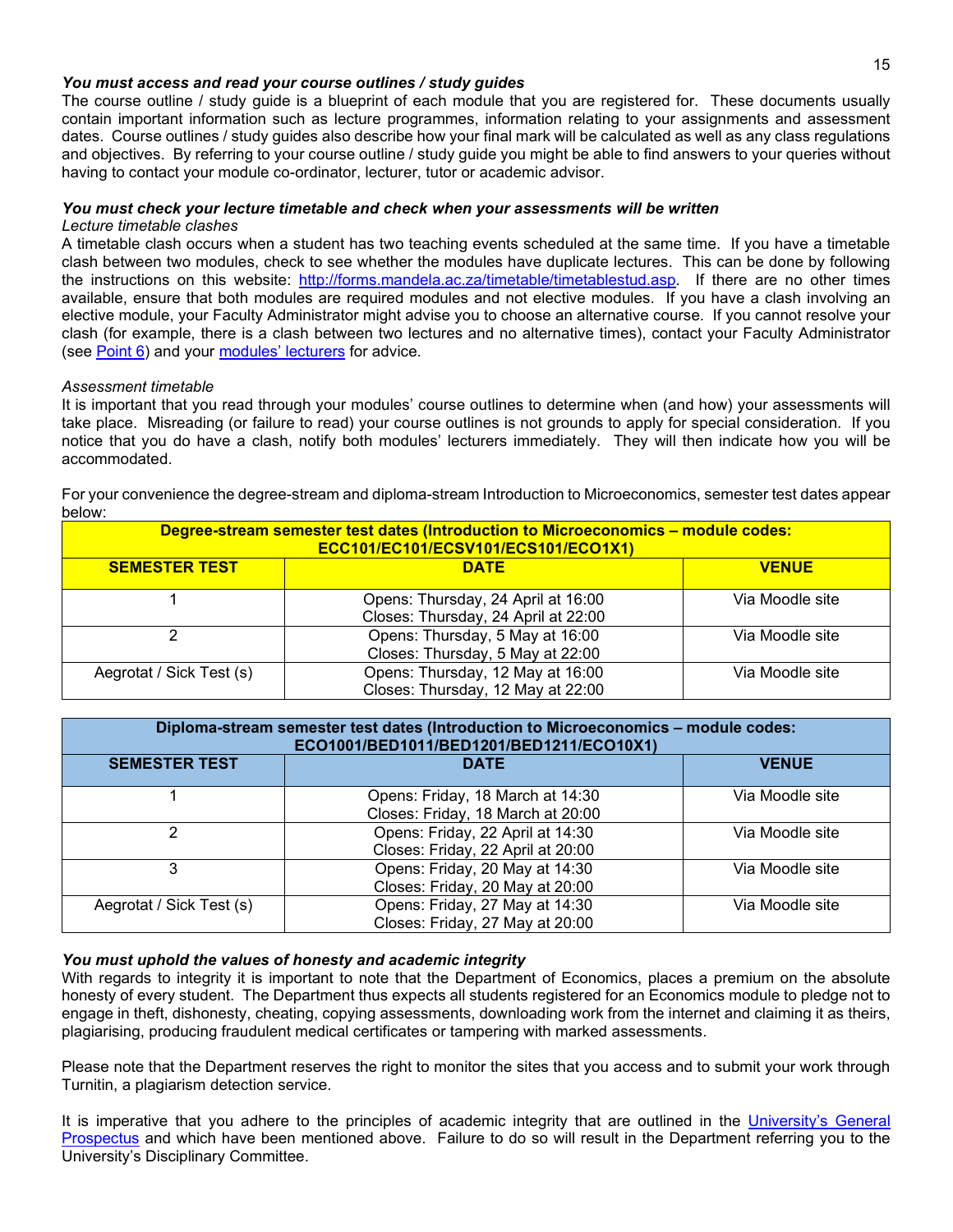***You must access and read your course outlines / study guides***

The course outline / study guide is a blueprint of each module that you are registered for. These documents usually contain important information such as lecture programmes, information relating to your assignments and assessment dates. Course outlines / study guides also describe how your final mark will be calculated as well as any class regulations and objectives. By referring to your course outline / study guide you might be able to find answers to your queries without having to contact your module co-ordinator, lecturer, tutor or academic advisor.

***You must check your lecture timetable and check when your assessments will be written***

*Lecture timetable clashes*

A timetable clash occurs when a student has two teaching events scheduled at the same time. If you have a timetable clash between two modules, check to see whether the modules have duplicate lectures. This can be done by following the instructions on this website: http://forms.mandela.ac.za/timetable/timetablestud.asp. If there are no other times available, ensure that both modules are required modules and not elective modules. If you have a clash involving an elective module, your Faculty Administrator might advise you to choose an alternative course. If you cannot resolve your clash (for example, there is a clash between two lectures and no alternative times), contact your Faculty Administrator (see Point 6) and your modules' lecturers for advice.

*Assessment timetable*

It is important that you read through your modules' course outlines to determine when (and how) your assessments will take place. Misreading (or failure to read) your course outlines is not grounds to apply for special consideration. If you notice that you do have a clash, notify both modules' lecturers immediately. They will then indicate how you will be accommodated.

For your convenience the degree-stream and diploma-stream Introduction to Microeconomics, semester test dates appear below:

| **Degree-stream semester test dates (Introduction to Microeconomics – module codes: ECC101/EC101/ECSV101/ECS101/ECO1X1)** | | |
|---|---|---|
| **SEMESTER TEST** | **DATE** | **VENUE** |
| 1 | Opens: Thursday, 24 April at 16:00<br>Closes: Thursday, 24 April at 22:00 | Via Moodle site |
| 2 | Opens: Thursday, 5 May at 16:00<br>Closes: Thursday, 5 May at 22:00 | Via Moodle site |
| Aegrotat / Sick Test (s) | Opens: Thursday, 12 May at 16:00<br>Closes: Thursday, 12 May at 22:00 | Via Moodle site |

| **Diploma-stream semester test dates (Introduction to Microeconomics – module codes: ECO1001/BED1011/BED1201/BED1211/ECO10X1)** | | |
|---|---|---|
| **SEMESTER TEST** | **DATE** | **VENUE** |
| 1 | Opens: Friday, 18 March at 14:30<br>Closes: Friday, 18 March at 20:00 | Via Moodle site |
| 2 | Opens: Friday, 22 April at 14:30<br>Closes: Friday, 22 April at 20:00 | Via Moodle site |
| 3 | Opens: Friday, 20 May at 14:30<br>Closes: Friday, 20 May at 20:00 | Via Moodle site |
| Aegrotat / Sick Test (s) | Opens: Friday, 27 May at 14:30<br>Closes: Friday, 27 May at 20:00 | Via Moodle site |

***You must uphold the values of honesty and academic integrity***

With regards to integrity it is important to note that the Department of Economics, places a premium on the absolute honesty of every student. The Department thus expects all students registered for an Economics module to pledge not to engage in theft, dishonesty, cheating, copying assessments, downloading work from the internet and claiming it as theirs, plagiarising, producing fraudulent medical certificates or tampering with marked assessments.

Please note that the Department reserves the right to monitor the sites that you access and to submit your work through Turnitin, a plagiarism detection service.

It is imperative that you adhere to the principles of academic integrity that are outlined in the University's General Prospectus and which have been mentioned above. Failure to do so will result in the Department referring you to the University's Disciplinary Committee.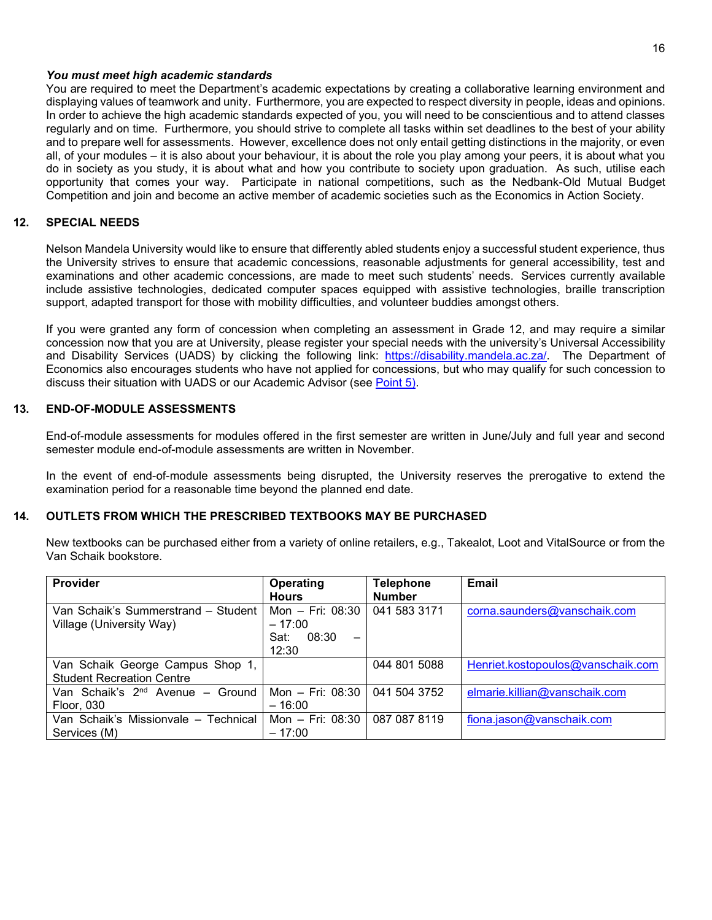***You must meet high academic standards***

You are required to meet the Department's academic expectations by creating a collaborative learning environment and displaying values of teamwork and unity. Furthermore, you are expected to respect diversity in people, ideas and opinions. In order to achieve the high academic standards expected of you, you will need to be conscientious and to attend classes regularly and on time. Furthermore, you should strive to complete all tasks within set deadlines to the best of your ability and to prepare well for assessments. However, excellence does not only entail getting distinctions in the majority, or even all, of your modules – it is also about your behaviour, it is about the role you play among your peers, it is about what you do in society as you study, it is about what and how you contribute to society upon graduation. As such, utilise each opportunity that comes your way. Participate in national competitions, such as the Nedbank-Old Mutual Budget Competition and join and become an active member of academic societies such as the Economics in Action Society.

## 12. SPECIAL NEEDS

Nelson Mandela University would like to ensure that differently abled students enjoy a successful student experience, thus the University strives to ensure that academic concessions, reasonable adjustments for general accessibility, test and examinations and other academic concessions, are made to meet such students' needs. Services currently available include assistive technologies, dedicated computer spaces equipped with assistive technologies, braille transcription support, adapted transport for those with mobility difficulties, and volunteer buddies amongst others.

If you were granted any form of concession when completing an assessment in Grade 12, and may require a similar concession now that you are at University, please register your special needs with the university's Universal Accessibility and Disability Services (UADS) by clicking the following link: [https://disability.mandela.ac.za/](https://disability.mandela.ac.za/). The Department of Economics also encourages students who have not applied for concessions, but who may qualify for such concession to discuss their situation with UADS or our Academic Advisor (see Point 5).

## 13. END-OF-MODULE ASSESSMENTS

End-of-module assessments for modules offered in the first semester are written in June/July and full year and second semester module end-of-module assessments are written in November.

In the event of end-of-module assessments being disrupted, the University reserves the prerogative to extend the examination period for a reasonable time beyond the planned end date.

## 14. OUTLETS FROM WHICH THE PRESCRIBED TEXTBOOKS MAY BE PURCHASED

New textbooks can be purchased either from a variety of online retailers, e.g., Takealot, Loot and VitalSource or from the Van Schaik bookstore.

| Provider | Operating Hours | Telephone Number | Email |
|---|---|---|---|
| Van Schaik's Summerstrand – Student Village (University Way) | Mon – Fri: 08:30 – 17:00<br>Sat: 08:30 – 12:30 | 041 583 3171 | corna.saunders@vanschaik.com |
| Van Schaik George Campus Shop 1, Student Recreation Centre | | 044 801 5088 | Henriet.kostopoulos@vanschaik.com |
| Van Schaik's 2nd Avenue – Ground Floor, 030 | Mon – Fri: 08:30 – 16:00 | 041 504 3752 | elmarie.killian@vanschaik.com |
| Van Schaik's Missionvale – Technical Services (M) | Mon – Fri: 08:30 – 17:00 | 087 087 8119 | fiona.jason@vanschaik.com |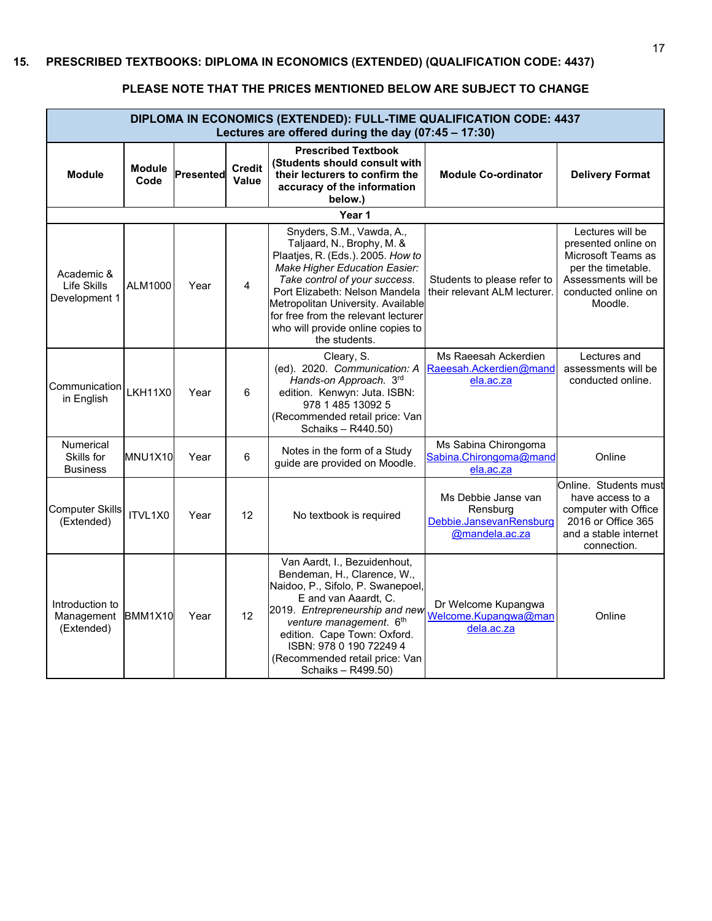## 15. PRESCRIBED TEXTBOOKS: DIPLOMA IN ECONOMICS (EXTENDED) (QUALIFICATION CODE: 4437)

**PLEASE NOTE THAT THE PRICES MENTIONED BELOW ARE SUBJECT TO CHANGE**

| **DIPLOMA IN ECONOMICS (EXTENDED): FULL-TIME QUALIFICATION CODE: 4437 Lectures are offered during the day (07:45 – 17:30)** | | | | | | |
|---|---|---|---|---|---|---|
| **Module** | **Module Code** | **Presented** | **Credit Value** | **Prescribed Textbook (Students should consult with their lecturers to confirm the accuracy of the information below.)** | **Module Co-ordinator** | **Delivery Format** |
| **Year 1** | | | | | | |
| Academic & Life Skills Development 1 | ALM1000 | Year | 4 | Snyders, S.M., Vawda, A., Taljaard, N., Brophy, M. & Plaatjes, R. (Eds.). 2005. *How to Make Higher Education Easier: Take control of your success.* Port Elizabeth: Nelson Mandela Metropolitan University. Available for free from the relevant lecturer who will provide online copies to the students. | Students to please refer to their relevant ALM lecturer. | Lectures will be presented online on Microsoft Teams as per the timetable. Assessments will be conducted online on Moodle. |
| Communication in English | LKH11X0 | Year | 6 | Cleary, S. (ed). 2020. *Communication: A Hands-on Approach.* 3rd edition. Kenwyn: Juta. ISBN: 978 1 485 13092 5 (Recommended retail price: Van Schaiks – R440.50) | Ms Raeesah Ackerdien Raeesah.Ackerdien@mandela.ac.za | Lectures and assessments will be conducted online. |
| Numerical Skills for Business | MNU1X10 | Year | 6 | Notes in the form of a Study guide are provided on Moodle. | Ms Sabina Chirongoma Sabina.Chirongoma@mandela.ac.za | Online |
| Computer Skills (Extended) | ITVL1X0 | Year | 12 | No textbook is required | Ms Debbie Janse van Rensburg Debbie.JansevanRensburg@mandela.ac.za | Online. Students must have access to a computer with Office 2016 or Office 365 and a stable internet connection. |
| Introduction to Management (Extended) | BMM1X10 | Year | 12 | Van Aardt, I., Bezuidenhout, Bendeman, H., Clarence, W., Naidoo, P., Sifolo, P. Swanepoel, E and van Aaardt, C. 2019. *Entrepreneurship and new venture management.* 6th edition. Cape Town: Oxford. ISBN: 978 0 190 72249 4 (Recommended retail price: Van Schaiks – R499.50) | Dr Welcome Kupangwa Welcome.Kupangwa@mandela.ac.za | Online |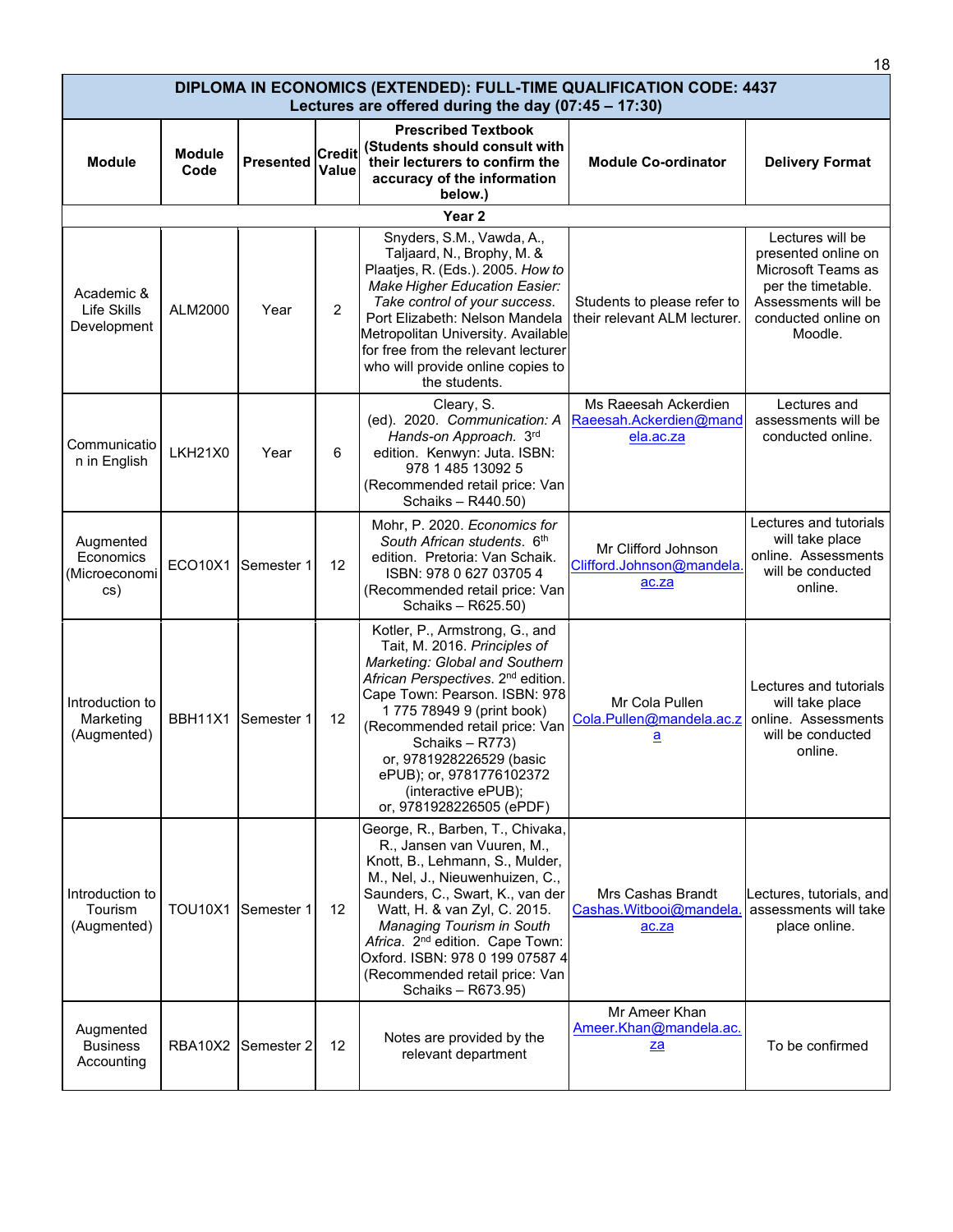| DIPLOMA IN ECONOMICS (EXTENDED): FULL-TIME QUALIFICATION CODE: 4437 Lectures are offered during the day (07:45 – 17:30) | | | | | | |
|---|---|---|---|---|---|---|
| **Module** | **Module Code** | **Presented** | **Credit Value** | **Prescribed Textbook (Students should consult with their lecturers to confirm the accuracy of the information below.)** | **Module Co-ordinator** | **Delivery Format** |
| **Year 2** | | | | | | |
| Academic & Life Skills Development | ALM2000 | Year | 2 | Snyders, S.M., Vawda, A., Taljaard, N., Brophy, M. & Plaatjes, R. (Eds.). 2005. *How to Make Higher Education Easier: Take control of your success.* Port Elizabeth: Nelson Mandela Metropolitan University. Available for free from the relevant lecturer who will provide online copies to the students. | Students to please refer to their relevant ALM lecturer. | Lectures will be presented online on Microsoft Teams as per the timetable. Assessments will be conducted online on Moodle. |
| Communication in English | LKH21X0 | Year | 6 | Cleary, S. (ed). 2020. *Communication: A Hands-on Approach.* 3rd edition. Kenwyn: Juta. ISBN: 978 1 485 13092 5 (Recommended retail price: Van Schaiks – R440.50) | Ms Raeesah Ackerdien Raeesah.Ackerdien@mandela.ac.za | Lectures and assessments will be conducted online. |
| Augmented Economics (Microeconomics) | ECO10X1 | Semester 1 | 12 | Mohr, P. 2020. *Economics for South African students.* 6th edition. Pretoria: Van Schaik. ISBN: 978 0 627 03705 4 (Recommended retail price: Van Schaiks – R625.50) | Mr Clifford Johnson Clifford.Johnson@mandela.ac.za | Lectures and tutorials will take place online. Assessments will be conducted online. |
| Introduction to Marketing (Augmented) | BBH11X1 | Semester 1 | 12 | Kotler, P., Armstrong, G., and Tait, M. 2016. *Principles of Marketing: Global and Southern African Perspectives.* 2nd edition. Cape Town: Pearson. ISBN: 978 1 775 78949 9 (print book) (Recommended retail price: Van Schaiks – R773) or, 9781928226529 (basic ePUB); or, 9781776102372 (interactive ePUB); or, 9781928226505 (ePDF) | Mr Cola Pullen Cola.Pullen@mandela.ac.za | Lectures and tutorials will take place online. Assessments will be conducted online. |
| Introduction to Tourism (Augmented) | TOU10X1 | Semester 1 | 12 | George, R., Barben, T., Chivaka, R., Jansen van Vuuren, M., Knott, B., Lehmann, S., Mulder, M., Nel, J., Nieuwenhuizen, C., Saunders, C., Swart, K., van der Watt, H. & van Zyl, C. 2015. *Managing Tourism in South Africa.* 2nd edition. Cape Town: Oxford. ISBN: 978 0 199 07587 4 (Recommended retail price: Van Schaiks – R673.95) | Mrs Cashas Brandt Cashas.Witbooi@mandela.ac.za | Lectures, tutorials, and assessments will take place online. |
| Augmented Business Accounting | RBA10X2 | Semester 2 | 12 | Notes are provided by the relevant department | Mr Ameer Khan Ameer.Khan@mandela.ac.za | To be confirmed |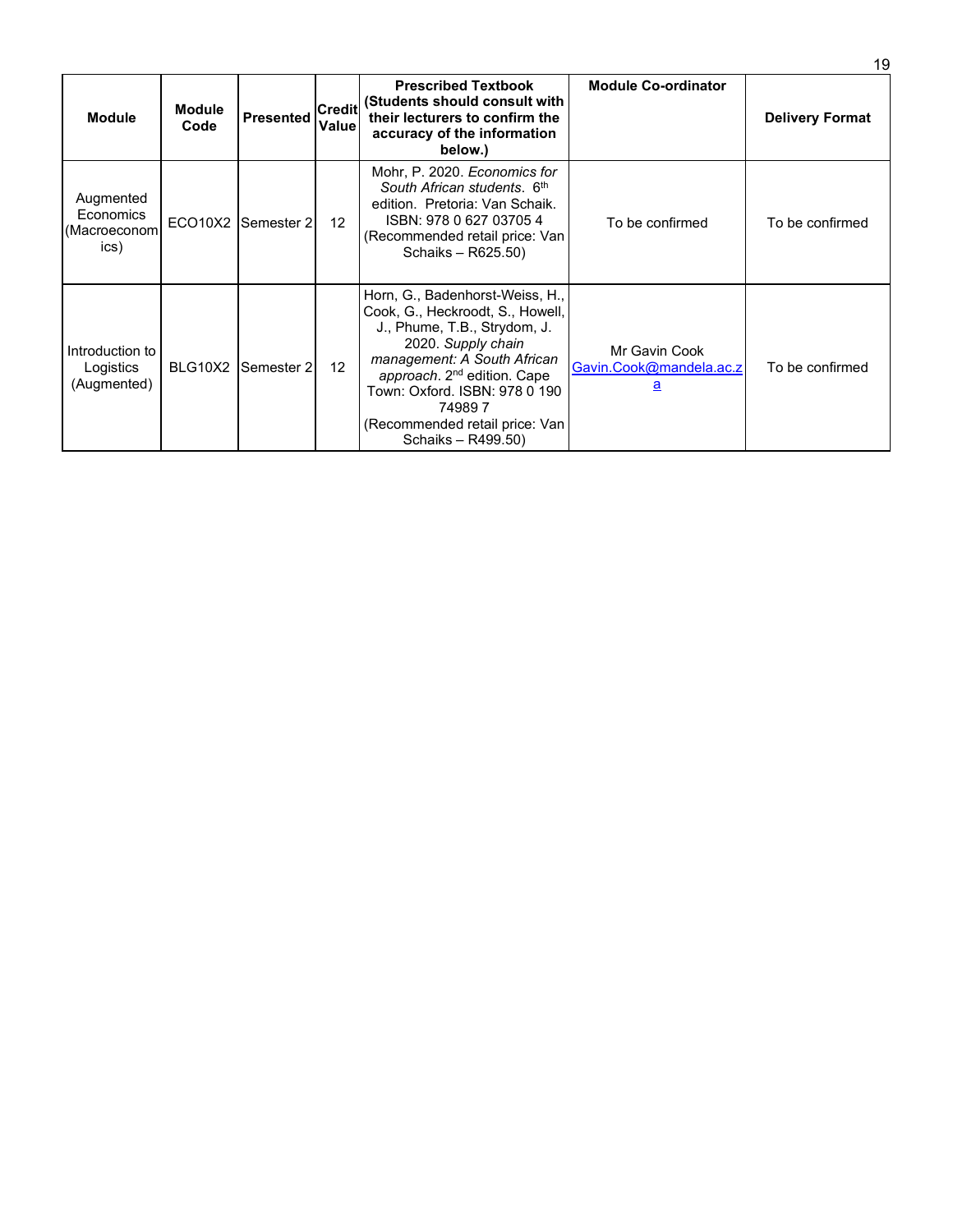| Module | Module Code | Presented | Credit Value | Prescribed Textbook (Students should consult with their lecturers to confirm the accuracy of the information below.) | Module Co-ordinator | Delivery Format |
|---|---|---|---|---|---|---|
| Augmented Economics (Macroeconomics) | ECO10X2 | Semester 2 | 12 | Mohr, P. 2020. *Economics for South African students*. 6th edition. Pretoria: Van Schaik. ISBN: 978 0 627 03705 4 (Recommended retail price: Van Schaiks – R625.50) | To be confirmed | To be confirmed |
| Introduction to Logistics (Augmented) | BLG10X2 | Semester 2 | 12 | Horn, G., Badenhorst-Weiss, H., Cook, G., Heckroodt, S., Howell, J., Phume, T.B., Strydom, J. 2020. *Supply chain management: A South African approach*. 2nd edition. Cape Town: Oxford. ISBN: 978 0 190 74989 7 (Recommended retail price: Van Schaiks – R499.50) | Mr Gavin Cook Gavin.Cook@mandela.ac.za | To be confirmed |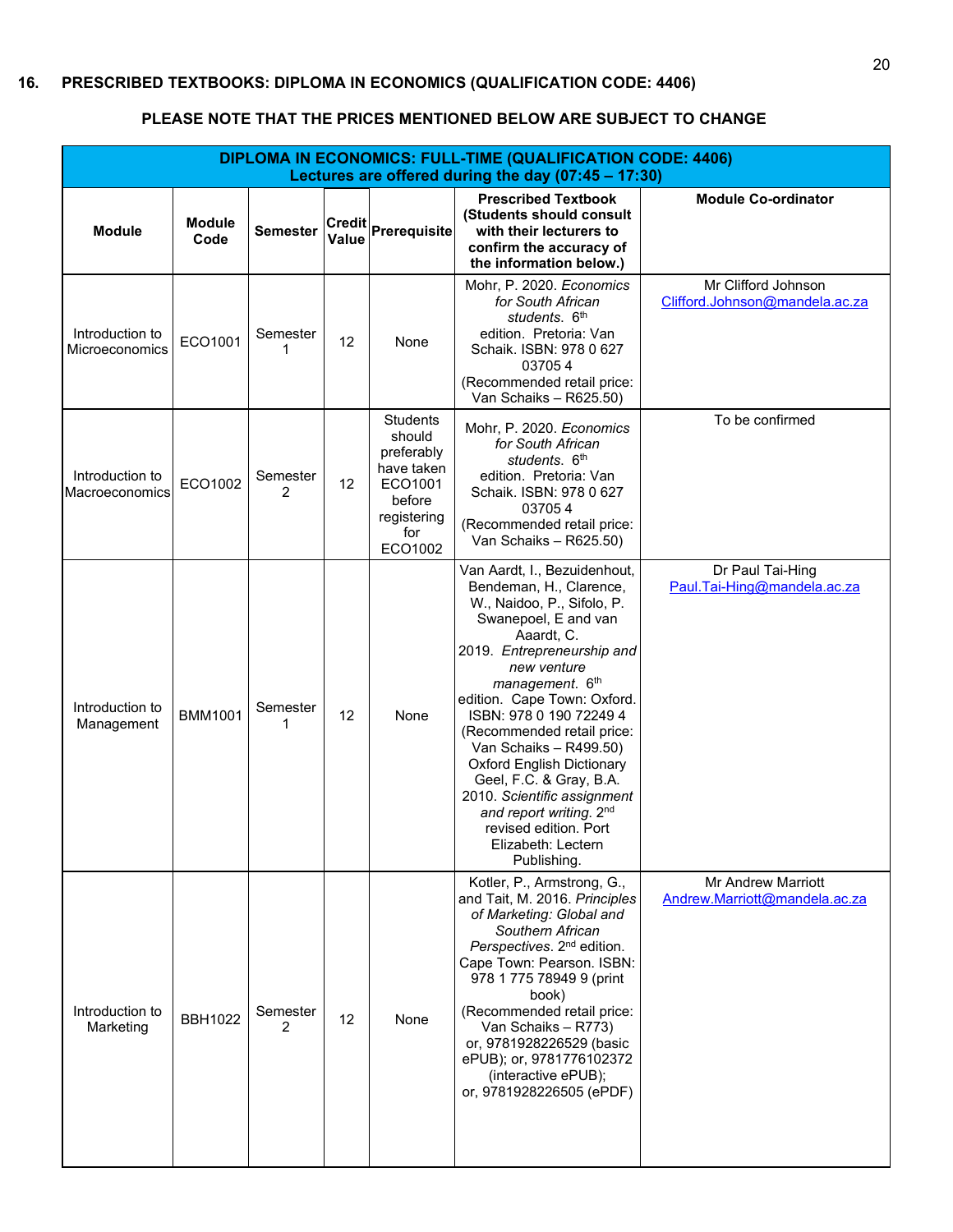## 16. PRESCRIBED TEXTBOOKS: DIPLOMA IN ECONOMICS (QUALIFICATION CODE: 4406)

**PLEASE NOTE THAT THE PRICES MENTIONED BELOW ARE SUBJECT TO CHANGE**

| **DIPLOMA IN ECONOMICS: FULL-TIME (QUALIFICATION CODE: 4406) Lectures are offered during the day (07:45 – 17:30)** | | | | | | |
|---|---|---|---|---|---|---|
| **Module** | **Module Code** | **Semester** | **Credit Value** | **Prerequisite** | **Prescribed Textbook (Students should consult with their lecturers to confirm the accuracy of the information below.)** | **Module Co-ordinator** |
| Introduction to Microeconomics | ECO1001 | Semester 1 | 12 | None | Mohr, P. 2020. *Economics for South African students*. 6th edition. Pretoria: Van Schaik. ISBN: 978 0 627 03705 4 (Recommended retail price: Van Schaiks – R625.50) | Mr Clifford Johnson Clifford.Johnson@mandela.ac.za |
| Introduction to Macroeconomics | ECO1002 | Semester 2 | 12 | Students should preferably have taken ECO1001 before registering for ECO1002 | Mohr, P. 2020. *Economics for South African students*. 6th edition. Pretoria: Van Schaik. ISBN: 978 0 627 03705 4 (Recommended retail price: Van Schaiks – R625.50) | To be confirmed |
| Introduction to Management | BMM1001 | Semester 1 | 12 | None | Van Aardt, I., Bezuidenhout, Bendeman, H., Clarence, W., Naidoo, P., Sifolo, P. Swanepoel, E and van Aaardt, C. 2019. *Entrepreneurship and new venture management*. 6th edition. Cape Town: Oxford. ISBN: 978 0 190 72249 4 (Recommended retail price: Van Schaiks – R499.50) Oxford English Dictionary Geel, F.C. & Gray, B.A. 2010. *Scientific assignment and report writing*. 2nd revised edition. Port Elizabeth: Lectern Publishing. | Dr Paul Tai-Hing Paul.Tai-Hing@mandela.ac.za |
| Introduction to Marketing | BBH1022 | Semester 2 | 12 | None | Kotler, P., Armstrong, G., and Tait, M. 2016. *Principles of Marketing: Global and Southern African Perspectives*. 2nd edition. Cape Town: Pearson. ISBN: 978 1 775 78949 9 (print book) (Recommended retail price: Van Schaiks – R773) or, 9781928226529 (basic ePUB); or, 9781776102372 (interactive ePUB); or, 9781928226505 (ePDF) | Mr Andrew Marriott Andrew.Marriott@mandela.ac.za |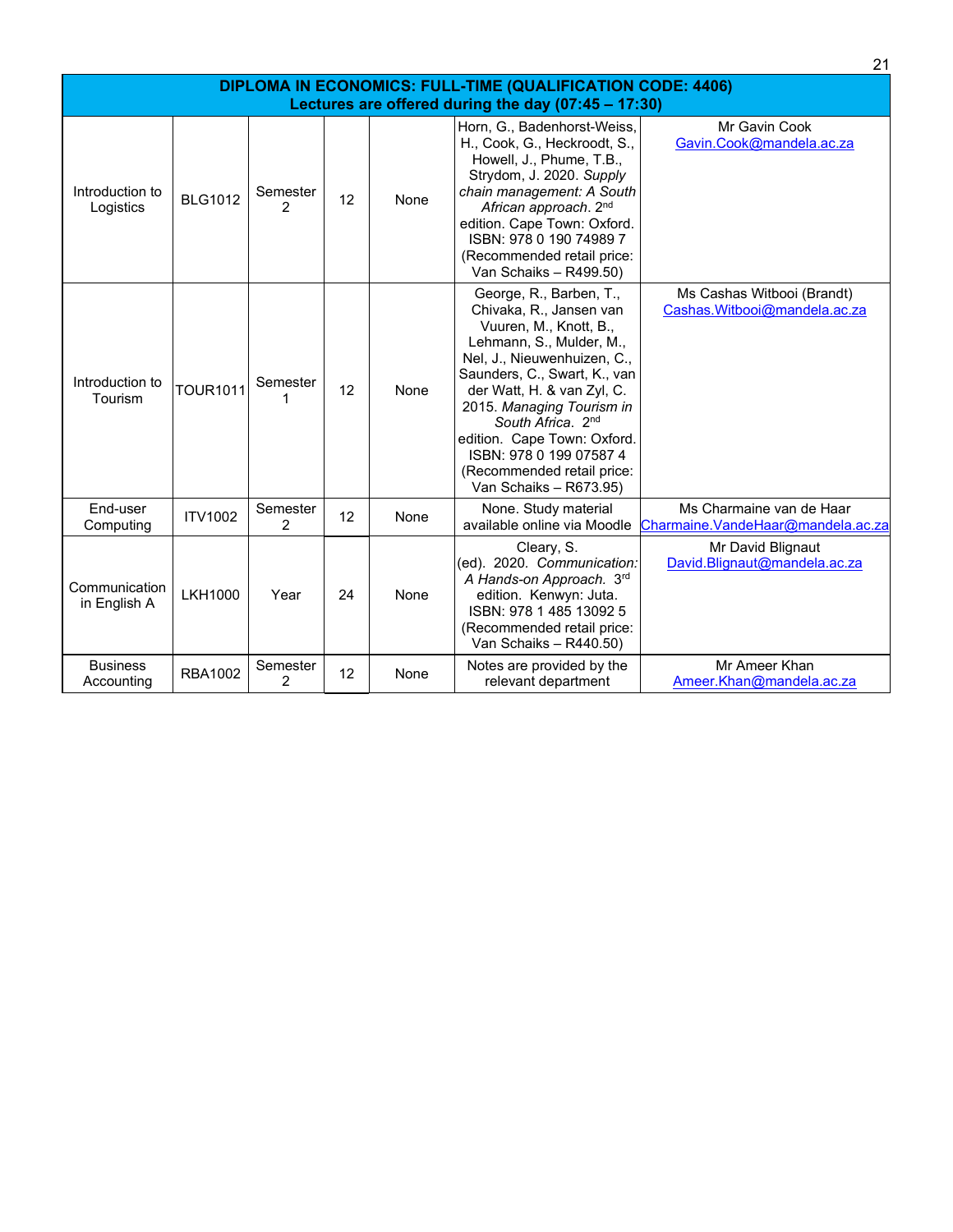| DIPLOMA IN ECONOMICS: FULL-TIME (QUALIFICATION CODE: 4406) Lectures are offered during the day (07:45 – 17:30) | | | | | | |
|---|---|---|---|---|---|---|
| Introduction to Logistics | BLG1012 | Semester 2 | 12 | None | Horn, G., Badenhorst-Weiss, H., Cook, G., Heckroodt, S., Howell, J., Phume, T.B., Strydom, J. 2020. *Supply chain management: A South African approach*. 2nd edition. Cape Town: Oxford. ISBN: 978 0 190 74989 7 (Recommended retail price: Van Schaiks – R499.50) | Mr Gavin Cook Gavin.Cook@mandela.ac.za |
| Introduction to Tourism | TOUR1011 | Semester 1 | 12 | None | George, R., Barben, T., Chivaka, R., Jansen van Vuuren, M., Knott, B., Lehmann, S., Mulder, M., Nel, J., Nieuwenhuizen, C., Saunders, C., Swart, K., van der Watt, H. & van Zyl, C. 2015. *Managing Tourism in South Africa*. 2nd edition. Cape Town: Oxford. ISBN: 978 0 199 07587 4 (Recommended retail price: Van Schaiks – R673.95) | Ms Cashas Witbooi (Brandt) Cashas.Witbooi@mandela.ac.za |
| End-user Computing | ITV1002 | Semester 2 | 12 | None | None. Study material available online via Moodle | Ms Charmaine van de Haar Charmaine.VandeHaar@mandela.ac.za |
| Communication in English A | LKH1000 | Year | 24 | None | Cleary, S. (ed). 2020. *Communication: A Hands-on Approach.* 3rd edition. Kenwyn: Juta. ISBN: 978 1 485 13092 5 (Recommended retail price: Van Schaiks – R440.50) | Mr David Blignaut David.Blignaut@mandela.ac.za |
| Business Accounting | RBA1002 | Semester 2 | 12 | None | Notes are provided by the relevant department | Mr Ameer Khan Ameer.Khan@mandela.ac.za |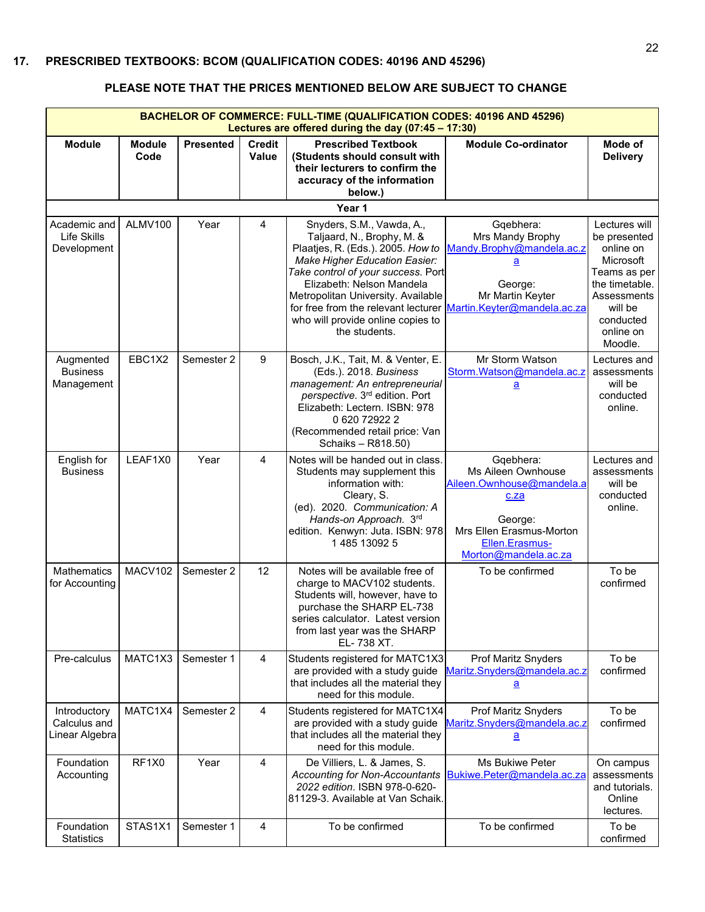## 17. PRESCRIBED TEXTBOOKS: BCOM (QUALIFICATION CODES: 40196 AND 45296)

**PLEASE NOTE THAT THE PRICES MENTIONED BELOW ARE SUBJECT TO CHANGE**

| **BACHELOR OF COMMERCE: FULL-TIME (QUALIFICATION CODES: 40196 AND 45296) Lectures are offered during the day (07:45 – 17:30)** | | | | | | |
|---|---|---|---|---|---|---|
| **Module** | **Module Code** | **Presented** | **Credit Value** | **Prescribed Textbook (Students should consult with their lecturers to confirm the accuracy of the information below.)** | **Module Co-ordinator** | **Mode of Delivery** |
| **Year 1** | | | | | | |
| Academic and Life Skills Development | ALMV100 | Year | 4 | Snyders, S.M., Vawda, A., Taljaard, N., Brophy, M. & Plaatjes, R. (Eds.). 2005. *How to Make Higher Education Easier: Take control of your success.* Port Elizabeth: Nelson Mandela Metropolitan University. Available for free from the relevant lecturer who will provide online copies to the students. | Gqebhera: Mrs Mandy Brophy Mandy.Brophy@mandela.ac.za<br><br>George: Mr Martin Keyter Martin.Keyter@mandela.ac.za | Lectures will be presented online on Microsoft Teams as per the timetable. Assessments will be conducted online on Moodle. |
| Augmented Business Management | EBC1X2 | Semester 2 | 9 | Bosch, J.K., Tait, M. & Venter, E. (Eds.). 2018. *Business management: An entrepreneurial perspective*. 3rd edition. Port Elizabeth: Lectern. ISBN: 978 0 620 72922 2 (Recommended retail price: Van Schaiks – R818.50) | Mr Storm Watson Storm.Watson@mandela.ac.za | Lectures and assessments will be conducted online. |
| English for Business | LEAF1X0 | Year | 4 | Notes will be handed out in class. Students may supplement this information with: Cleary, S. (ed). 2020. *Communication: A Hands-on Approach.* 3rd edition. Kenwyn: Juta. ISBN: 978 1 485 13092 5 | Gqebhera: Ms Aileen Ownhouse Aileen.Ownhouse@mandela.ac.za<br><br>George: Mrs Ellen Erasmus-Morton Ellen.Erasmus-Morton@mandela.ac.za | Lectures and assessments will be conducted online. |
| Mathematics for Accounting | MACV102 | Semester 2 | 12 | Notes will be available free of charge to MACV102 students. Students will, however, have to purchase the SHARP EL-738 series calculator. Latest version from last year was the SHARP EL- 738 XT. | To be confirmed | To be confirmed |
| Pre-calculus | MATC1X3 | Semester 1 | 4 | Students registered for MATC1X3 are provided with a study guide that includes all the material they need for this module. | Prof Maritz Snyders Maritz.Snyders@mandela.ac.za | To be confirmed |
| Introductory Calculus and Linear Algebra | MATC1X4 | Semester 2 | 4 | Students registered for MATC1X4 are provided with a study guide that includes all the material they need for this module. | Prof Maritz Snyders Maritz.Snyders@mandela.ac.za | To be confirmed |
| Foundation Accounting | RF1X0 | Year | 4 | De Villiers, L. & James, S. *Accounting for Non-Accountants 2022 edition*. ISBN 978-0-620-81129-3. Available at Van Schaik. | Ms Bukiwe Peter Bukiwe.Peter@mandela.ac.za | On campus assessments and tutorials. Online lectures. |
| Foundation Statistics | STAS1X1 | Semester 1 | 4 | To be confirmed | To be confirmed | To be confirmed |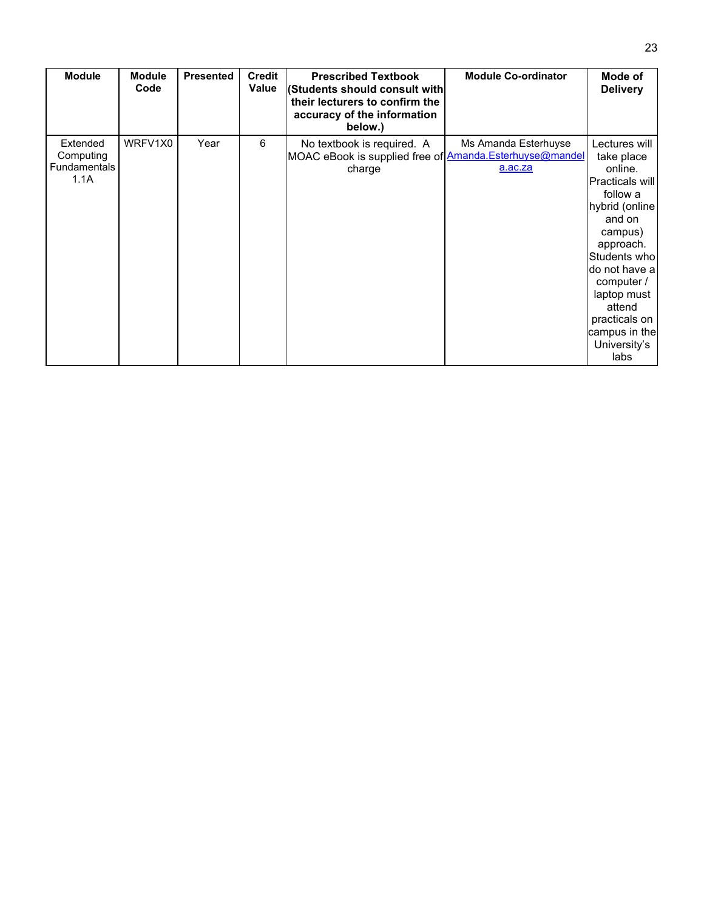| Module | Module Code | Presented | Credit Value | Prescribed Textbook (Students should consult with their lecturers to confirm the accuracy of the information below.) | Module Co-ordinator | Mode of Delivery |
|---|---|---|---|---|---|---|
| Extended Computing Fundamentals 1.1A | WRFV1X0 | Year | 6 | No textbook is required. A MOAC eBook is supplied free of charge | Ms Amanda Esterhuyse Amanda.Esterhuyse@mandela.ac.za | Lectures will take place online. Practicals will follow a hybrid (online and on campus) approach. Students who do not have a computer / laptop must attend practicals on campus in the University's labs |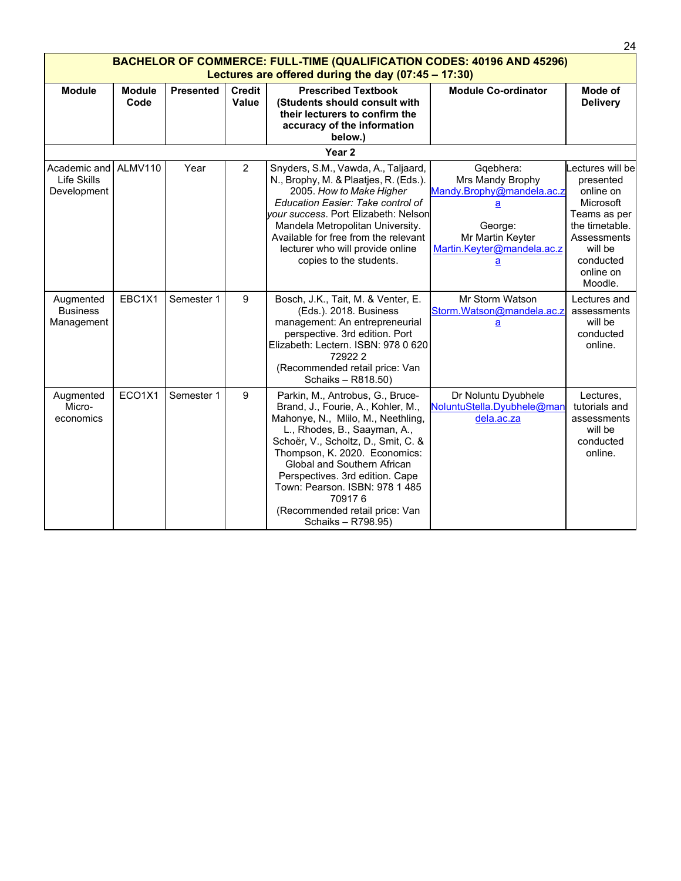| BACHELOR OF COMMERCE: FULL-TIME (QUALIFICATION CODES: 40196 AND 45296) Lectures are offered during the day (07:45 – 17:30) | | | | | | |
|---|---|---|---|---|---|---|
| **Module** | **Module Code** | **Presented** | **Credit Value** | **Prescribed Textbook (Students should consult with their lecturers to confirm the accuracy of the information below.)** | **Module Co-ordinator** | **Mode of Delivery** |
| **Year 2** | | | | | | |
| Academic and Life Skills Development | ALMV110 | Year | 2 | Snyders, S.M., Vawda, A., Taljaard, N., Brophy, M. & Plaatjes, R. (Eds.). 2005. *How to Make Higher Education Easier: Take control of your success*. Port Elizabeth: Nelson Mandela Metropolitan University. Available for free from the relevant lecturer who will provide online copies to the students. | Gqebhera: Mrs Mandy Brophy Mandy.Brophy@mandela.ac.za George: Mr Martin Keyter Martin.Keyter@mandela.ac.za | Lectures will be presented online on Microsoft Teams as per the timetable. Assessments will be conducted online on Moodle. |
| Augmented Business Management | EBC1X1 | Semester 1 | 9 | Bosch, J.K., Tait, M. & Venter, E. (Eds.). 2018. Business management: An entrepreneurial perspective. 3rd edition. Port Elizabeth: Lectern. ISBN: 978 0 620 72922 2 (Recommended retail price: Van Schaiks – R818.50) | Mr Storm Watson Storm.Watson@mandela.ac.za | Lectures and assessments will be conducted online. |
| Augmented Micro-economics | ECO1X1 | Semester 1 | 9 | Parkin, M., Antrobus, G., Bruce-Brand, J., Fourie, A., Kohler, M., Mahonye, N., Mlilo, M., Neethling, L., Rhodes, B., Saayman, A., Schoër, V., Scholtz, D., Smit, C. & Thompson, K. 2020. Economics: Global and Southern African Perspectives. 3rd edition. Cape Town: Pearson. ISBN: 978 1 485 70917 6 (Recommended retail price: Van Schaiks – R798.95) | Dr Noluntu Dyubhele NoluntuStella.Dyubhele@mandela.ac.za | Lectures, tutorials and assessments will be conducted online. |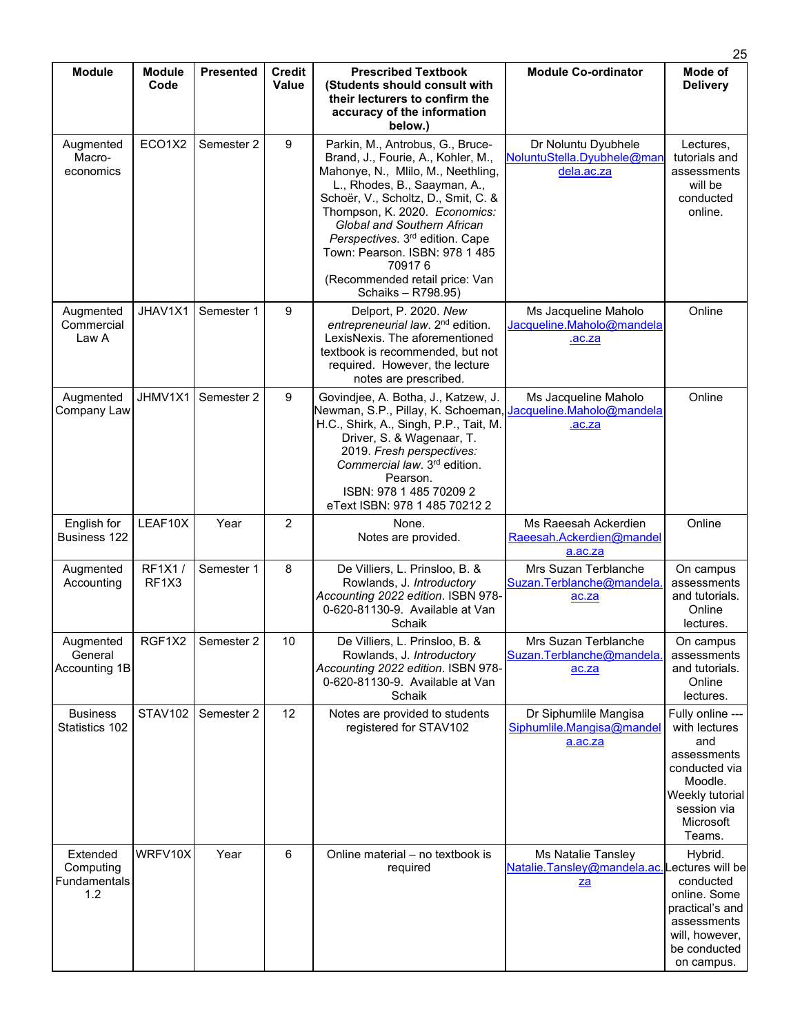| Module | Module Code | Presented | Credit Value | Prescribed Textbook (Students should consult with their lecturers to confirm the accuracy of the information below.) | Module Co-ordinator | Mode of Delivery |
|---|---|---|---|---|---|---|
| Augmented Macro-economics | ECO1X2 | Semester 2 | 9 | Parkin, M., Antrobus, G., Bruce-Brand, J., Fourie, A., Kohler, M., Mahonye, N., Mlilo, M., Neethling, L., Rhodes, B., Saayman, A., Schoër, V., Scholtz, D., Smit, C. & Thompson, K. 2020. *Economics: Global and Southern African Perspectives.* 3rd edition. Cape Town: Pearson. ISBN: 978 1 485 70917 6 (Recommended retail price: Van Schaiks – R798.95) | Dr Noluntu Dyubhele NoluntuStella.Dyubhele@mandela.ac.za | Lectures, tutorials and assessments will be conducted online. |
| Augmented Commercial Law A | JHAV1X1 | Semester 1 | 9 | Delport, P. 2020. *New entrepreneurial law.* 2nd edition. LexisNexis. The aforementioned textbook is recommended, but not required. However, the lecture notes are prescribed. | Ms Jacqueline Maholo Jacqueline.Maholo@mandela.ac.za | Online |
| Augmented Company Law | JHMV1X1 | Semester 2 | 9 | Govindjee, A. Botha, J., Katzew, J. Newman, S.P., Pillay, K. Schoeman, H.C., Shirk, A., Singh, P.P., Tait, M. Driver, S. & Wagenaar, T. 2019. *Fresh perspectives: Commercial law.* 3rd edition. Pearson. ISBN: 978 1 485 70209 2 eText ISBN: 978 1 485 70212 2 | Ms Jacqueline Maholo Jacqueline.Maholo@mandela.ac.za | Online |
| English for Business 122 | LEAF10X | Year | 2 | None. Notes are provided. | Ms Raeesah Ackerdien Raeesah.Ackerdien@mandela.ac.za | Online |
| Augmented Accounting | RF1X1 / RF1X3 | Semester 1 | 8 | De Villiers, L. Prinsloo, B. & Rowlands, J. *Introductory Accounting 2022 edition.* ISBN 978-0-620-81130-9. Available at Van Schaik | Mrs Suzan Terblanche Suzan.Terblanche@mandela.ac.za | On campus assessments and tutorials. Online lectures. |
| Augmented General Accounting 1B | RGF1X2 | Semester 2 | 10 | De Villiers, L. Prinsloo, B. & Rowlands, J. *Introductory Accounting 2022 edition.* ISBN 978-0-620-81130-9. Available at Van Schaik | Mrs Suzan Terblanche Suzan.Terblanche@mandela.ac.za | On campus assessments and tutorials. Online lectures. |
| Business Statistics 102 | STAV102 | Semester 2 | 12 | Notes are provided to students registered for STAV102 | Dr Siphumlile Mangisa Siphumlile.Mangisa@mandela.ac.za | Fully online --- with lectures and assessments conducted via Moodle. Weekly tutorial session via Microsoft Teams. |
| Extended Computing Fundamentals 1.2 | WRFV10X | Year | 6 | Online material – no textbook is required | Ms Natalie Tansley Natalie.Tansley@mandela.ac.za | Hybrid. Lectures will be conducted online. Some practical's and assessments will, however, be conducted on campus. |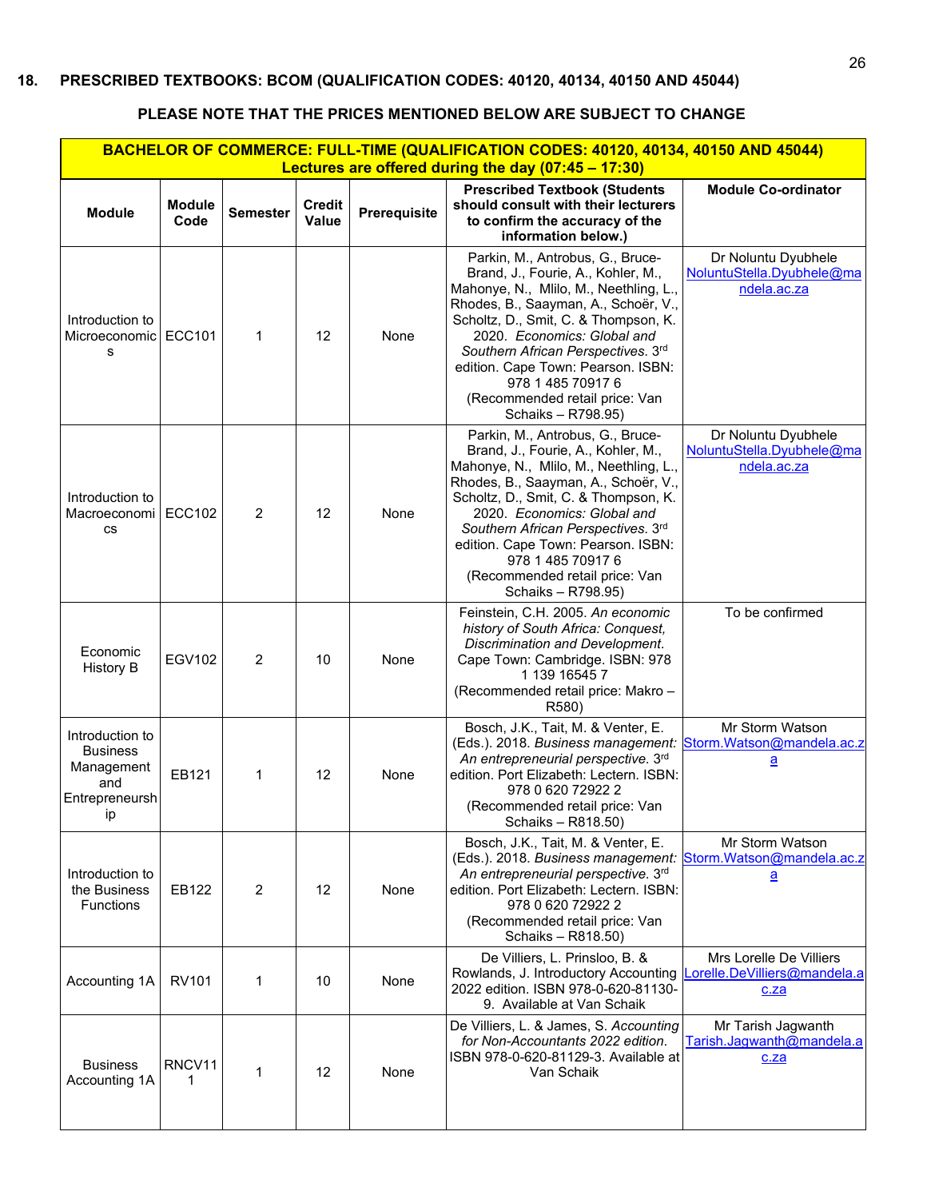## 18. PRESCRIBED TEXTBOOKS: BCOM (QUALIFICATION CODES: 40120, 40134, 40150 AND 45044)

**PLEASE NOTE THAT THE PRICES MENTIONED BELOW ARE SUBJECT TO CHANGE**

| **BACHELOR OF COMMERCE: FULL-TIME (QUALIFICATION CODES: 40120, 40134, 40150 AND 45044) Lectures are offered during the day (07:45 – 17:30)** | | | | | | |
|---|---|---|---|---|---|---|
| **Module** | **Module Code** | **Semester** | **Credit Value** | **Prerequisite** | **Prescribed Textbook (Students should consult with their lecturers to confirm the accuracy of the information below.)** | **Module Co-ordinator** |
| Introduction to Microeconomics | ECC101 | 1 | 12 | None | Parkin, M., Antrobus, G., Bruce-Brand, J., Fourie, A., Kohler, M., Mahonye, N., Mlilo, M., Neethling, L., Rhodes, B., Saayman, A., Schoër, V., Scholtz, D., Smit, C. & Thompson, K. 2020. *Economics: Global and Southern African Perspectives*. 3rd edition. Cape Town: Pearson. ISBN: 978 1 485 70917 6 (Recommended retail price: Van Schaiks – R798.95) | Dr Noluntu Dyubhele NoluntuStella.Dyubhele@mandela.ac.za |
| Introduction to Macroeconomics | ECC102 | 2 | 12 | None | Parkin, M., Antrobus, G., Bruce-Brand, J., Fourie, A., Kohler, M., Mahonye, N., Mlilo, M., Neethling, L., Rhodes, B., Saayman, A., Schoër, V., Scholtz, D., Smit, C. & Thompson, K. 2020. *Economics: Global and Southern African Perspectives*. 3rd edition. Cape Town: Pearson. ISBN: 978 1 485 70917 6 (Recommended retail price: Van Schaiks – R798.95) | Dr Noluntu Dyubhele NoluntuStella.Dyubhele@mandela.ac.za |
| Economic History B | EGV102 | 2 | 10 | None | Feinstein, C.H. 2005. *An economic history of South Africa: Conquest, Discrimination and Development.* Cape Town: Cambridge. ISBN: 978 1 139 16545 7 (Recommended retail price: Makro – R580) | To be confirmed |
| Introduction to Business Management and Entrepreneurship | EB121 | 1 | 12 | None | Bosch, J.K., Tait, M. & Venter, E. (Eds.). 2018. *Business management: An entrepreneurial perspective*. 3rd edition. Port Elizabeth: Lectern. ISBN: 978 0 620 72922 2 (Recommended retail price: Van Schaiks – R818.50) | Mr Storm Watson Storm.Watson@mandela.ac.za |
| Introduction to the Business Functions | EB122 | 2 | 12 | None | Bosch, J.K., Tait, M. & Venter, E. (Eds.). 2018. *Business management: An entrepreneurial perspective*. 3rd edition. Port Elizabeth: Lectern. ISBN: 978 0 620 72922 2 (Recommended retail price: Van Schaiks – R818.50) | Mr Storm Watson Storm.Watson@mandela.ac.za |
| Accounting 1A | RV101 | 1 | 10 | None | De Villiers, L. Prinsloo, B. & Rowlands, J. Introductory Accounting 2022 edition. ISBN 978-0-620-81130-9. Available at Van Schaik | Mrs Lorelle De Villiers Lorelle.DeVilliers@mandela.ac.za |
| Business Accounting 1A | RNCV111 | 1 | 12 | None | De Villiers, L. & James, S. *Accounting for Non-Accountants 2022 edition.* ISBN 978-0-620-81129-3. Available at Van Schaik | Mr Tarish Jagwanth Tarish.Jagwanth@mandela.ac.za |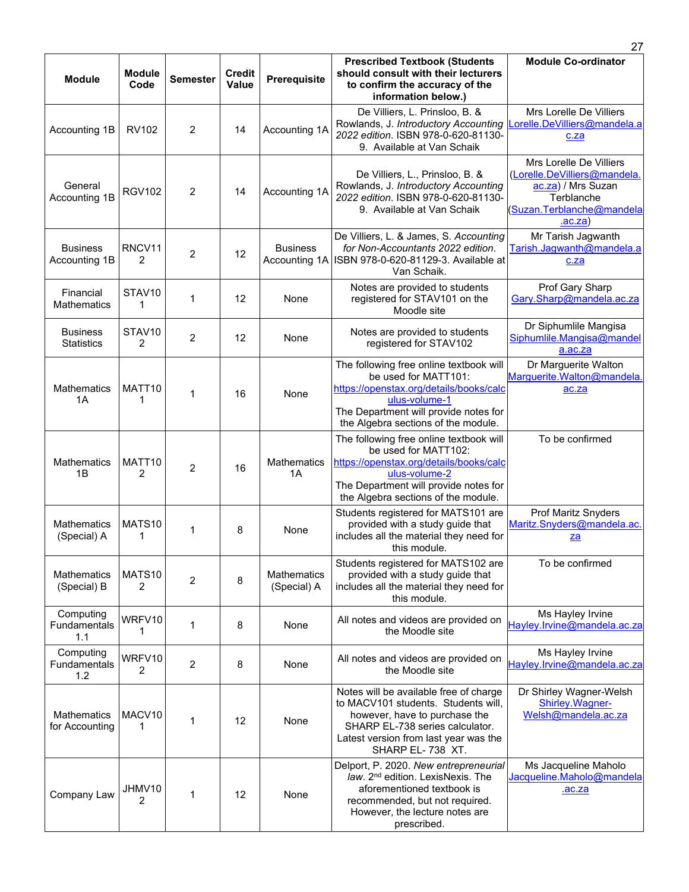| Module | Module Code | Semester | Credit Value | Prerequisite | Prescribed Textbook (Students should consult with their lecturers to confirm the accuracy of the information below.) | Module Co-ordinator |
|---|---|---|---|---|---|---|
| Accounting 1B | RV102 | 2 | 14 | Accounting 1A | De Villiers, L. Prinsloo, B. & Rowlands, J. *Introductory Accounting 2022 edition*. ISBN 978-0-620-81130-9. Available at Van Schaik | Mrs Lorelle De Villiers Lorelle.DeVilliers@mandela.ac.za |
| General Accounting 1B | RGV102 | 2 | 14 | Accounting 1A | De Villiers, L., Prinsloo, B. & Rowlands, J. *Introductory Accounting 2022 edition*. ISBN 978-0-620-81130-9. Available at Van Schaik | Mrs Lorelle De Villiers (Lorelle.DeVilliers@mandela.ac.za) / Mrs Suzan Terblanche (Suzan.Terblanche@mandela.ac.za) |
| Business Accounting 1B | RNCV112 | 2 | 12 | Business Accounting 1A | De Villiers, L. & James, S. *Accounting for Non-Accountants 2022 edition*. ISBN 978-0-620-81129-3. Available at Van Schaik. | Mr Tarish Jagwanth Tarish.Jagwanth@mandela.ac.za |
| Financial Mathematics | STAV101 | 1 | 12 | None | Notes are provided to students registered for STAV101 on the Moodle site | Prof Gary Sharp Gary.Sharp@mandela.ac.za |
| Business Statistics | STAV102 | 2 | 12 | None | Notes are provided to students registered for STAV102 | Dr Siphumlile Mangisa Siphumlile.Mangisa@mandela.ac.za |
| Mathematics 1A | MATT101 | 1 | 16 | None | The following free online textbook will be used for MATT101: https://openstax.org/details/books/calculus-volume-1 The Department will provide notes for the Algebra sections of the module. | Dr Marguerite Walton Marguerite.Walton@mandela.ac.za |
| Mathematics 1B | MATT102 | 2 | 16 | Mathematics 1A | The following free online textbook will be used for MATT102: https://openstax.org/details/books/calculus-volume-2 The Department will provide notes for the Algebra sections of the module. | To be confirmed |
| Mathematics (Special) A | MATS101 | 1 | 8 | None | Students registered for MATS101 are provided with a study guide that includes all the material they need for this module. | Prof Maritz Snyders Maritz.Snyders@mandela.ac.za |
| Mathematics (Special) B | MATS102 | 2 | 8 | Mathematics (Special) A | Students registered for MATS102 are provided with a study guide that includes all the material they need for this module. | To be confirmed |
| Computing Fundamentals 1.1 | WRFV101 | 1 | 8 | None | All notes and videos are provided on the Moodle site | Ms Hayley Irvine Hayley.Irvine@mandela.ac.za |
| Computing Fundamentals 1.2 | WRFV102 | 2 | 8 | None | All notes and videos are provided on the Moodle site | Ms Hayley Irvine Hayley.Irvine@mandela.ac.za |
| Mathematics for Accounting | MACV101 | 1 | 12 | None | Notes will be available free of charge to MACV101 students. Students will, however, have to purchase the SHARP EL-738 series calculator. Latest version from last year was the SHARP EL- 738 XT. | Dr Shirley Wagner-Welsh Shirley.Wagner-Welsh@mandela.ac.za |
| Company Law | JHMV102 | 1 | 12 | None | Delport, P. 2020. *New entrepreneurial law*. 2nd edition. LexisNexis. The aforementioned textbook is recommended, but not required. However, the lecture notes are prescribed. | Ms Jacqueline Maholo Jacqueline.Maholo@mandela.ac.za |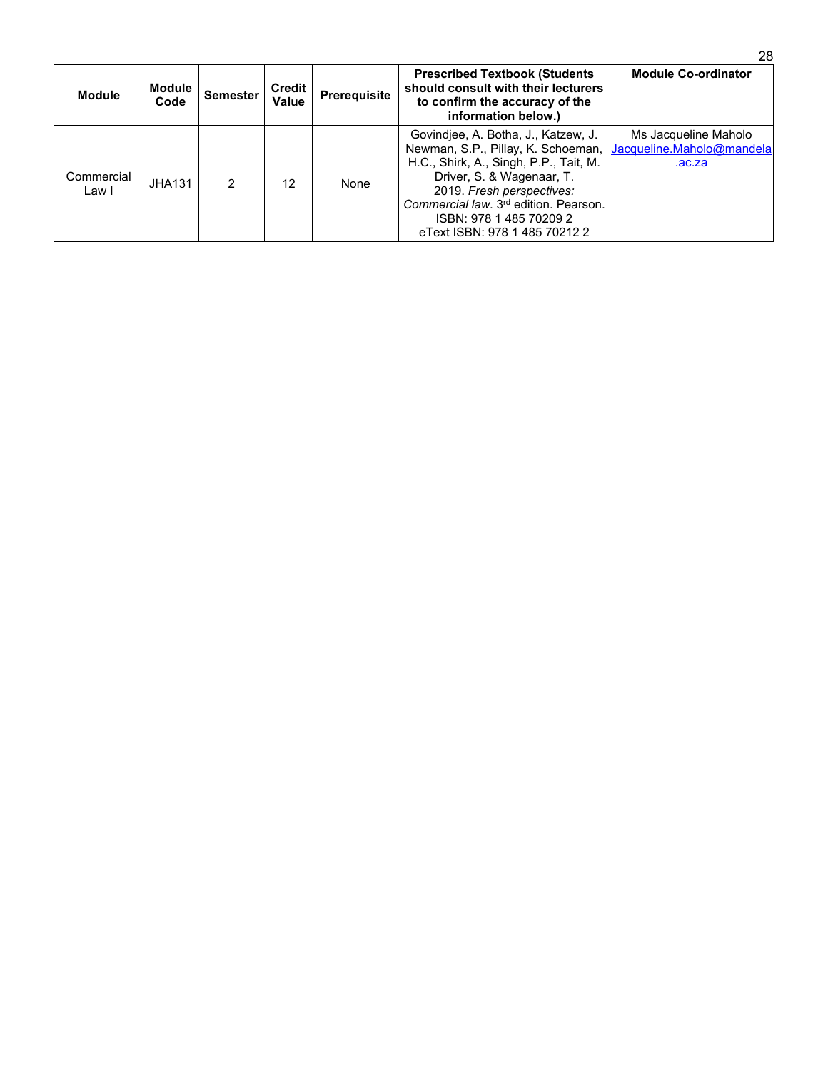| Module | Module Code | Semester | Credit Value | Prerequisite | Prescribed Textbook (Students should consult with their lecturers to confirm the accuracy of the information below.) | Module Co-ordinator |
|---|---|---|---|---|---|---|
| Commercial Law I | JHA131 | 2 | 12 | None | Govindjee, A. Botha, J., Katzew, J. Newman, S.P., Pillay, K. Schoeman, H.C., Shirk, A., Singh, P.P., Tait, M. Driver, S. & Wagenaar, T. 2019. *Fresh perspectives: Commercial law*. 3rd edition. Pearson. ISBN: 978 1 485 70209 2 eText ISBN: 978 1 485 70212 2 | Ms Jacqueline Maholo Jacqueline.Maholo@mandela.ac.za |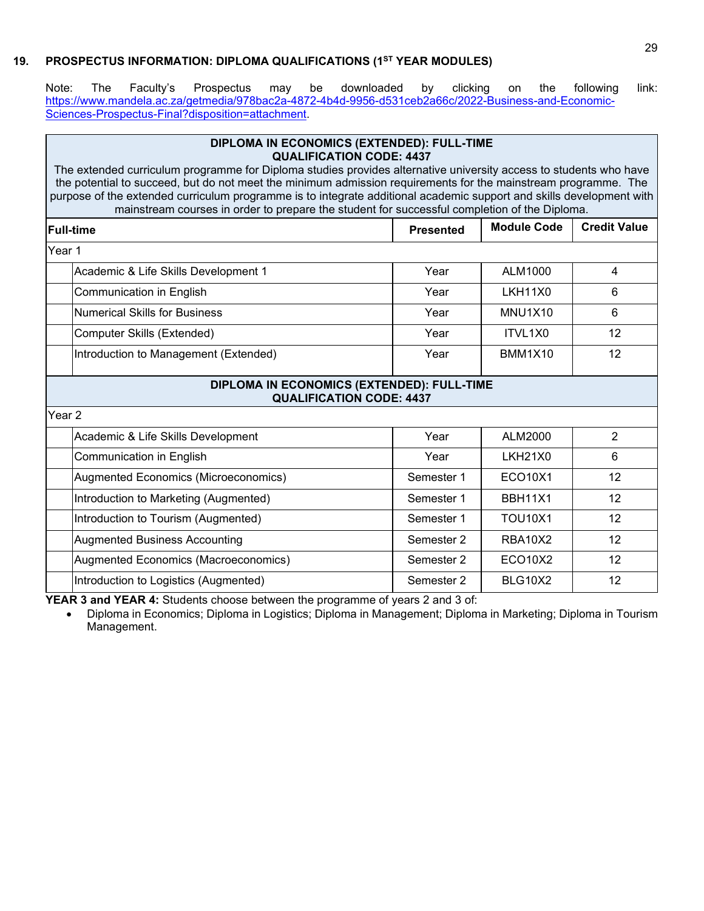## 19. PROSPECTUS INFORMATION: DIPLOMA QUALIFICATIONS (1ST YEAR MODULES)

Note: The Faculty's Prospectus may be downloaded by clicking on the following link: [https://www.mandela.ac.za/getmedia/978bac2a-4872-4b4d-9956-d531ceb2a66c/2022-Business-and-Economic-Sciences-Prospectus-Final?disposition=attachment](https://www.mandela.ac.za/getmedia/978bac2a-4872-4b4d-9956-d531ceb2a66c/2022-Business-and-Economic-Sciences-Prospectus-Final?disposition=attachment).

**DIPLOMA IN ECONOMICS (EXTENDED): FULL-TIME**
**QUALIFICATION CODE: 4437**

The extended curriculum programme for Diploma studies provides alternative university access to students who have the potential to succeed, but do not meet the minimum admission requirements for the mainstream programme. The purpose of the extended curriculum programme is to integrate additional academic support and skills development with mainstream courses in order to prepare the student for successful completion of the Diploma.

| Full-time | | Presented | Module Code | Credit Value |
|---|---|---|---|---|
| Year 1 | | | | |
| | Academic & Life Skills Development 1 | Year | ALM1000 | 4 |
| | Communication in English | Year | LKH11X0 | 6 |
| | Numerical Skills for Business | Year | MNU1X10 | 6 |
| | Computer Skills (Extended) | Year | ITVL1X0 | 12 |
| | Introduction to Management (Extended) | Year | BMM1X10 | 12 |

**DIPLOMA IN ECONOMICS (EXTENDED): FULL-TIME**
**QUALIFICATION CODE: 4437**

| Full-time | | Presented | Module Code | Credit Value |
|---|---|---|---|---|
| Year 2 | | | | |
| | Academic & Life Skills Development | Year | ALM2000 | 2 |
| | Communication in English | Year | LKH21X0 | 6 |
| | Augmented Economics (Microeconomics) | Semester 1 | ECO10X1 | 12 |
| | Introduction to Marketing (Augmented) | Semester 1 | BBH11X1 | 12 |
| | Introduction to Tourism (Augmented) | Semester 1 | TOU10X1 | 12 |
| | Augmented Business Accounting | Semester 2 | RBA10X2 | 12 |
| | Augmented Economics (Macroeconomics) | Semester 2 | ECO10X2 | 12 |
| | Introduction to Logistics (Augmented) | Semester 2 | BLG10X2 | 12 |

**YEAR 3 and YEAR 4:** Students choose between the programme of years 2 and 3 of:

- Diploma in Economics; Diploma in Logistics; Diploma in Management; Diploma in Marketing; Diploma in Tourism Management.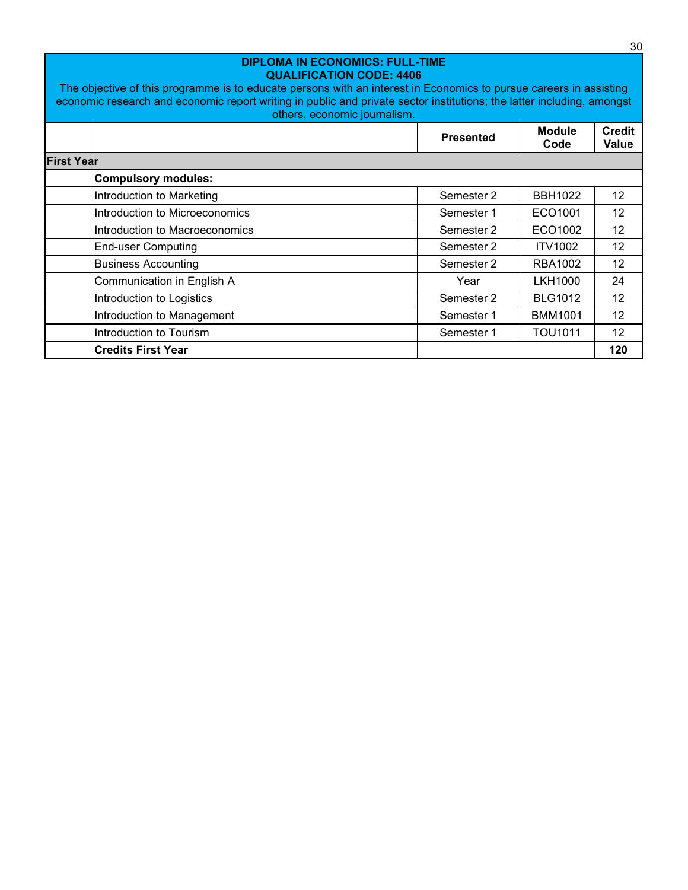## DIPLOMA IN ECONOMICS: FULL-TIME
## QUALIFICATION CODE: 4406

The objective of this programme is to educate persons with an interest in Economics to pursue careers in assisting economic research and economic report writing in public and private sector institutions; the latter including, amongst others, economic journalism.

| | | Presented | Module Code | Credit Value |
|---|---|---|---|---|
| **First Year** | | | | |
| | **Compulsory modules:** | | | |
| | Introduction to Marketing | Semester 2 | BBH1022 | 12 |
| | Introduction to Microeconomics | Semester 1 | ECO1001 | 12 |
| | Introduction to Macroeconomics | Semester 2 | ECO1002 | 12 |
| | End-user Computing | Semester 2 | ITV1002 | 12 |
| | Business Accounting | Semester 2 | RBA1002 | 12 |
| | Communication in English A | Year | LKH1000 | 24 |
| | Introduction to Logistics | Semester 2 | BLG1012 | 12 |
| | Introduction to Management | Semester 1 | BMM1001 | 12 |
| | Introduction to Tourism | Semester 1 | TOU1011 | 12 |
| | **Credits First Year** | | | **120** |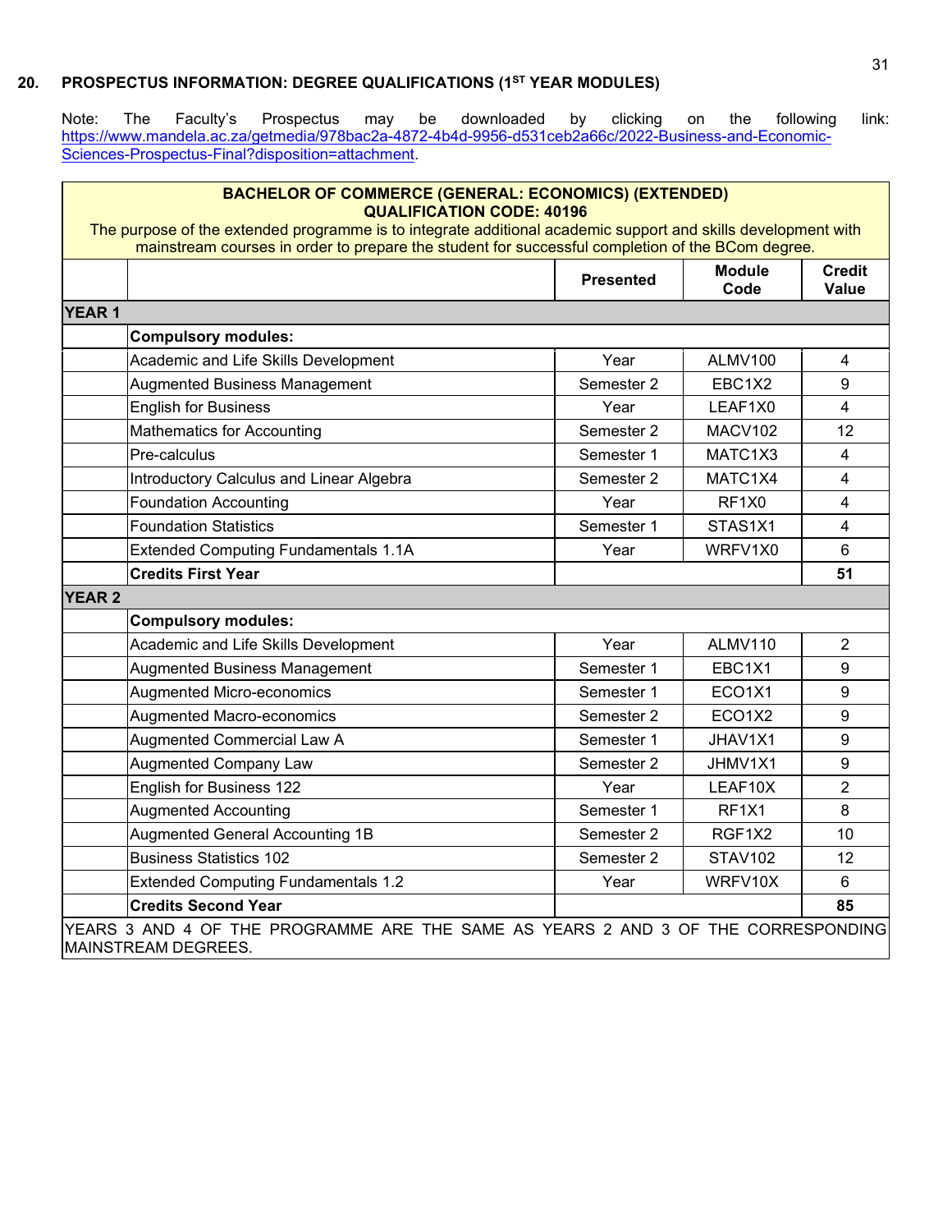## 20. PROSPECTUS INFORMATION: DEGREE QUALIFICATIONS (1ST YEAR MODULES)

Note: The Faculty's Prospectus may be downloaded by clicking on the following link: [https://www.mandela.ac.za/getmedia/978bac2a-4872-4b4d-9956-d531ceb2a66c/2022-Business-and-Economic-Sciences-Prospectus-Final?disposition=attachment](https://www.mandela.ac.za/getmedia/978bac2a-4872-4b4d-9956-d531ceb2a66c/2022-Business-and-Economic-Sciences-Prospectus-Final?disposition=attachment).

**BACHELOR OF COMMERCE (GENERAL: ECONOMICS) (EXTENDED)**
**QUALIFICATION CODE: 40196**

The purpose of the extended programme is to integrate additional academic support and skills development with mainstream courses in order to prepare the student for successful completion of the BCom degree.

| | | Presented | Module Code | Credit Value |
|---|---|---|---|---|
| **YEAR 1** | | | | |
| | **Compulsory modules:** | | | |
| | Academic and Life Skills Development | Year | ALMV100 | 4 |
| | Augmented Business Management | Semester 2 | EBC1X2 | 9 |
| | English for Business | Year | LEAF1X0 | 4 |
| | Mathematics for Accounting | Semester 2 | MACV102 | 12 |
| | Pre-calculus | Semester 1 | MATC1X3 | 4 |
| | Introductory Calculus and Linear Algebra | Semester 2 | MATC1X4 | 4 |
| | Foundation Accounting | Year | RF1X0 | 4 |
| | Foundation Statistics | Semester 1 | STAS1X1 | 4 |
| | Extended Computing Fundamentals 1.1A | Year | WRFV1X0 | 6 |
| | **Credits First Year** | | | **51** |
| **YEAR 2** | | | | |
| | **Compulsory modules:** | | | |
| | Academic and Life Skills Development | Year | ALMV110 | 2 |
| | Augmented Business Management | Semester 1 | EBC1X1 | 9 |
| | Augmented Micro-economics | Semester 1 | ECO1X1 | 9 |
| | Augmented Macro-economics | Semester 2 | ECO1X2 | 9 |
| | Augmented Commercial Law A | Semester 1 | JHAV1X1 | 9 |
| | Augmented Company Law | Semester 2 | JHMV1X1 | 9 |
| | English for Business 122 | Year | LEAF10X | 2 |
| | Augmented Accounting | Semester 1 | RF1X1 | 8 |
| | Augmented General Accounting 1B | Semester 2 | RGF1X2 | 10 |
| | Business Statistics 102 | Semester 2 | STAV102 | 12 |
| | Extended Computing Fundamentals 1.2 | Year | WRFV10X | 6 |
| | **Credits Second Year** | | | **85** |

YEARS 3 AND 4 OF THE PROGRAMME ARE THE SAME AS YEARS 2 AND 3 OF THE CORRESPONDING MAINSTREAM DEGREES.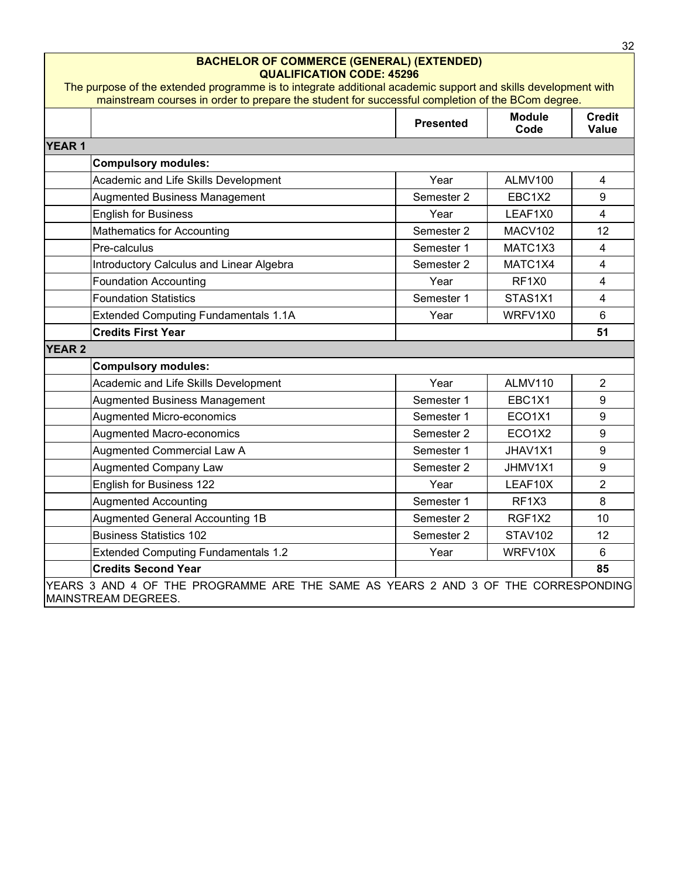**BACHELOR OF COMMERCE (GENERAL) (EXTENDED)**
**QUALIFICATION CODE: 45296**

The purpose of the extended programme is to integrate additional academic support and skills development with mainstream courses in order to prepare the student for successful completion of the BCom degree.

| | | Presented | Module Code | Credit Value |
|---|---|---|---|---|
| **YEAR 1** | | | | |
| | **Compulsory modules:** | | | |
| | Academic and Life Skills Development | Year | ALMV100 | 4 |
| | Augmented Business Management | Semester 2 | EBC1X2 | 9 |
| | English for Business | Year | LEAF1X0 | 4 |
| | Mathematics for Accounting | Semester 2 | MACV102 | 12 |
| | Pre-calculus | Semester 1 | MATC1X3 | 4 |
| | Introductory Calculus and Linear Algebra | Semester 2 | MATC1X4 | 4 |
| | Foundation Accounting | Year | RF1X0 | 4 |
| | Foundation Statistics | Semester 1 | STAS1X1 | 4 |
| | Extended Computing Fundamentals 1.1A | Year | WRFV1X0 | 6 |
| | **Credits First Year** | | | **51** |
| **YEAR 2** | | | | |
| | **Compulsory modules:** | | | |
| | Academic and Life Skills Development | Year | ALMV110 | 2 |
| | Augmented Business Management | Semester 1 | EBC1X1 | 9 |
| | Augmented Micro-economics | Semester 1 | ECO1X1 | 9 |
| | Augmented Macro-economics | Semester 2 | ECO1X2 | 9 |
| | Augmented Commercial Law A | Semester 1 | JHAV1X1 | 9 |
| | Augmented Company Law | Semester 2 | JHMV1X1 | 9 |
| | English for Business 122 | Year | LEAF10X | 2 |
| | Augmented Accounting | Semester 1 | RF1X3 | 8 |
| | Augmented General Accounting 1B | Semester 2 | RGF1X2 | 10 |
| | Business Statistics 102 | Semester 2 | STAV102 | 12 |
| | Extended Computing Fundamentals 1.2 | Year | WRFV10X | 6 |
| | **Credits Second Year** | | | **85** |

YEARS 3 AND 4 OF THE PROGRAMME ARE THE SAME AS YEARS 2 AND 3 OF THE CORRESPONDING MAINSTREAM DEGREES.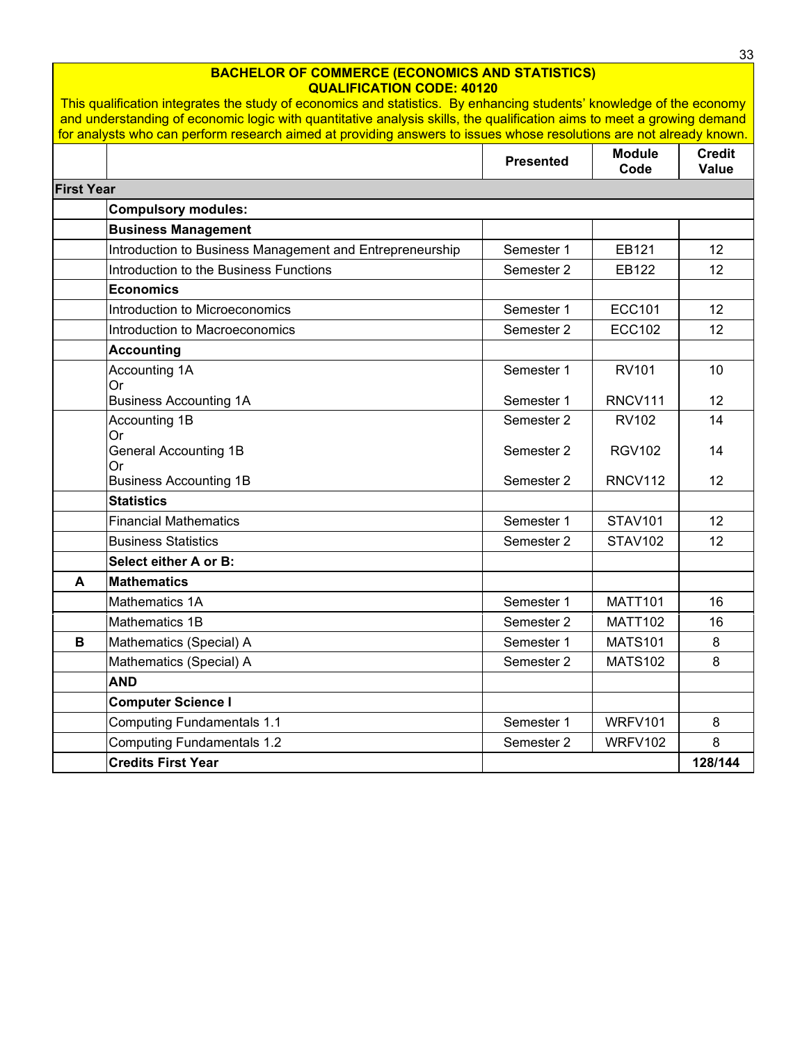**BACHELOR OF COMMERCE (ECONOMICS AND STATISTICS)**
**QUALIFICATION CODE: 40120**

This qualification integrates the study of economics and statistics. By enhancing students' knowledge of the economy and understanding of economic logic with quantitative analysis skills, the qualification aims to meet a growing demand for analysts who can perform research aimed at providing answers to issues whose resolutions are not already known.

| | | Presented | Module Code | Credit Value |
|---|---|---|---|---|
| **First Year** | | | | |
| | **Compulsory modules:** | | | |
| | **Business Management** | | | |
| | Introduction to Business Management and Entrepreneurship | Semester 1 | EB121 | 12 |
| | Introduction to the Business Functions | Semester 2 | EB122 | 12 |
| | **Economics** | | | |
| | Introduction to Microeconomics | Semester 1 | ECC101 | 12 |
| | Introduction to Macroeconomics | Semester 2 | ECC102 | 12 |
| | **Accounting** | | | |
| | Accounting 1A<br>Or<br>Business Accounting 1A | Semester 1<br><br>Semester 1 | RV101<br><br>RNCV111 | 10<br><br>12 |
| | Accounting 1B<br>Or<br>General Accounting 1B<br>Or<br>Business Accounting 1B | Semester 2<br><br>Semester 2<br><br>Semester 2 | RV102<br><br>RGV102<br><br>RNCV112 | 14<br><br>14<br><br>12 |
| | **Statistics** | | | |
| | Financial Mathematics | Semester 1 | STAV101 | 12 |
| | Business Statistics | Semester 2 | STAV102 | 12 |
| | **Select either A or B:** | | | |
| **A** | **Mathematics** | | | |
| | Mathematics 1A | Semester 1 | MATT101 | 16 |
| | Mathematics 1B | Semester 2 | MATT102 | 16 |
| **B** | Mathematics (Special) A | Semester 1 | MATS101 | 8 |
| | Mathematics (Special) A | Semester 2 | MATS102 | 8 |
| | **AND** | | | |
| | **Computer Science I** | | | |
| | Computing Fundamentals 1.1 | Semester 1 | WRFV101 | 8 |
| | Computing Fundamentals 1.2 | Semester 2 | WRFV102 | 8 |
| | **Credits First Year** | | | **128/144** |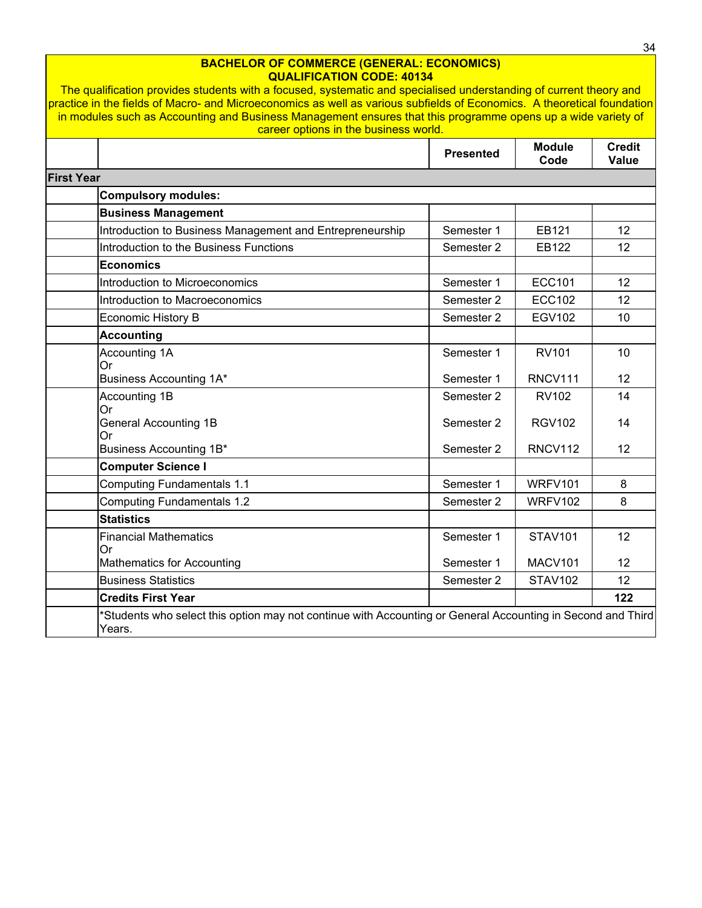## BACHELOR OF COMMERCE (GENERAL: ECONOMICS)
## QUALIFICATION CODE: 40134

The qualification provides students with a focused, systematic and specialised understanding of current theory and practice in the fields of Macro- and Microeconomics as well as various subfields of Economics. A theoretical foundation in modules such as Accounting and Business Management ensures that this programme opens up a wide variety of career options in the business world.

| | | Presented | Module Code | Credit Value |
|---|---|---|---|---|
| **First Year** | | | | |
| | **Compulsory modules:** | | | |
| | **Business Management** | | | |
| | Introduction to Business Management and Entrepreneurship | Semester 1 | EB121 | 12 |
| | Introduction to the Business Functions | Semester 2 | EB122 | 12 |
| | **Economics** | | | |
| | Introduction to Microeconomics | Semester 1 | ECC101 | 12 |
| | Introduction to Macroeconomics | Semester 2 | ECC102 | 12 |
| | Economic History B | Semester 2 | EGV102 | 10 |
| | **Accounting** | | | |
| | Accounting 1A<br>Or<br>Business Accounting 1A* | Semester 1<br><br>Semester 1 | RV101<br><br>RNCV111 | 10<br><br>12 |
| | Accounting 1B<br>Or<br>General Accounting 1B<br>Or<br>Business Accounting 1B* | Semester 2<br><br>Semester 2<br><br>Semester 2 | RV102<br><br>RGV102<br><br>RNCV112 | 14<br><br>14<br><br>12 |
| | **Computer Science I** | | | |
| | Computing Fundamentals 1.1 | Semester 1 | WRFV101 | 8 |
| | Computing Fundamentals 1.2 | Semester 2 | WRFV102 | 8 |
| | **Statistics** | | | |
| | Financial Mathematics<br>Or<br>Mathematics for Accounting | Semester 1<br><br>Semester 1 | STAV101<br><br>MACV101 | 12<br><br>12 |
| | Business Statistics | Semester 2 | STAV102 | 12 |
| | **Credits First Year** | | | **122** |
| | *Students who select this option may not continue with Accounting or General Accounting in Second and Third Years. | | | |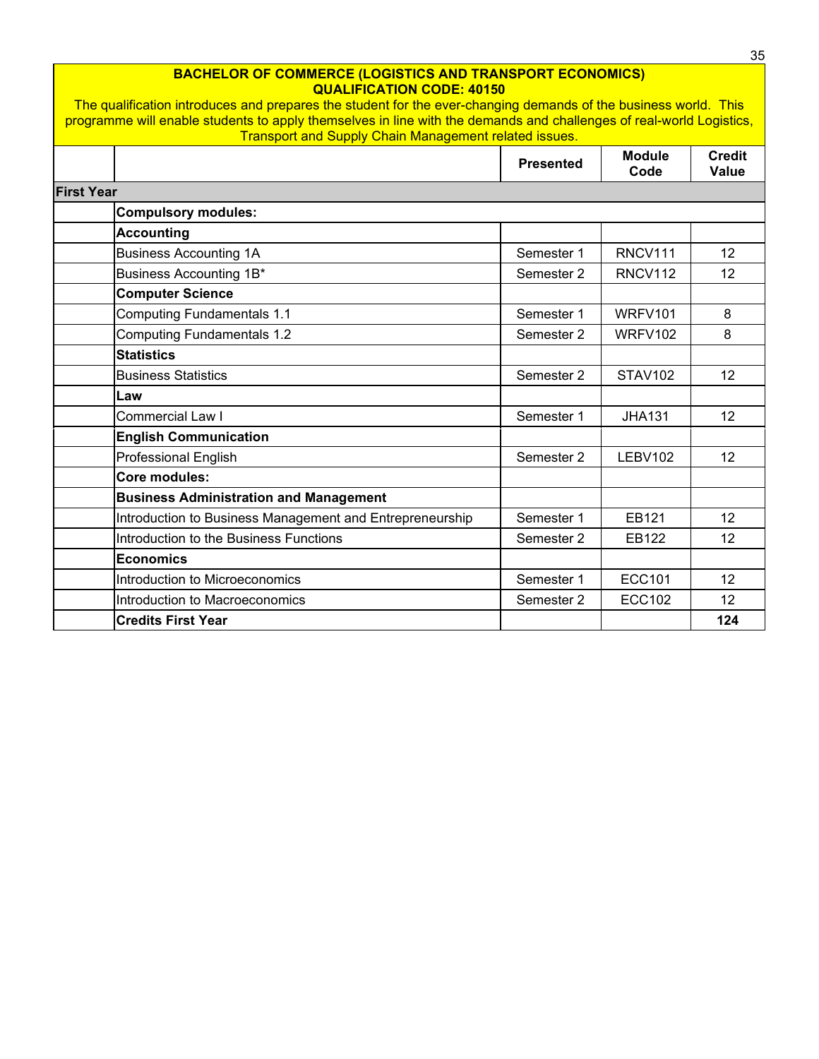**BACHELOR OF COMMERCE (LOGISTICS AND TRANSPORT ECONOMICS)**
**QUALIFICATION CODE: 40150**

The qualification introduces and prepares the student for the ever-changing demands of the business world. This programme will enable students to apply themselves in line with the demands and challenges of real-world Logistics, Transport and Supply Chain Management related issues.

| | | Presented | Module Code | Credit Value |
|---|---|---|---|---|
| **First Year** | | | | |
| | **Compulsory modules:** | | | |
| | **Accounting** | | | |
| | Business Accounting 1A | Semester 1 | RNCV111 | 12 |
| | Business Accounting 1B* | Semester 2 | RNCV112 | 12 |
| | **Computer Science** | | | |
| | Computing Fundamentals 1.1 | Semester 1 | WRFV101 | 8 |
| | Computing Fundamentals 1.2 | Semester 2 | WRFV102 | 8 |
| | **Statistics** | | | |
| | Business Statistics | Semester 2 | STAV102 | 12 |
| | **Law** | | | |
| | Commercial Law I | Semester 1 | JHA131 | 12 |
| | **English Communication** | | | |
| | Professional English | Semester 2 | LEBV102 | 12 |
| | **Core modules:** | | | |
| | **Business Administration and Management** | | | |
| | Introduction to Business Management and Entrepreneurship | Semester 1 | EB121 | 12 |
| | Introduction to the Business Functions | Semester 2 | EB122 | 12 |
| | **Economics** | | | |
| | Introduction to Microeconomics | Semester 1 | ECC101 | 12 |
| | Introduction to Macroeconomics | Semester 2 | ECC102 | 12 |
| | **Credits First Year** | | | **124** |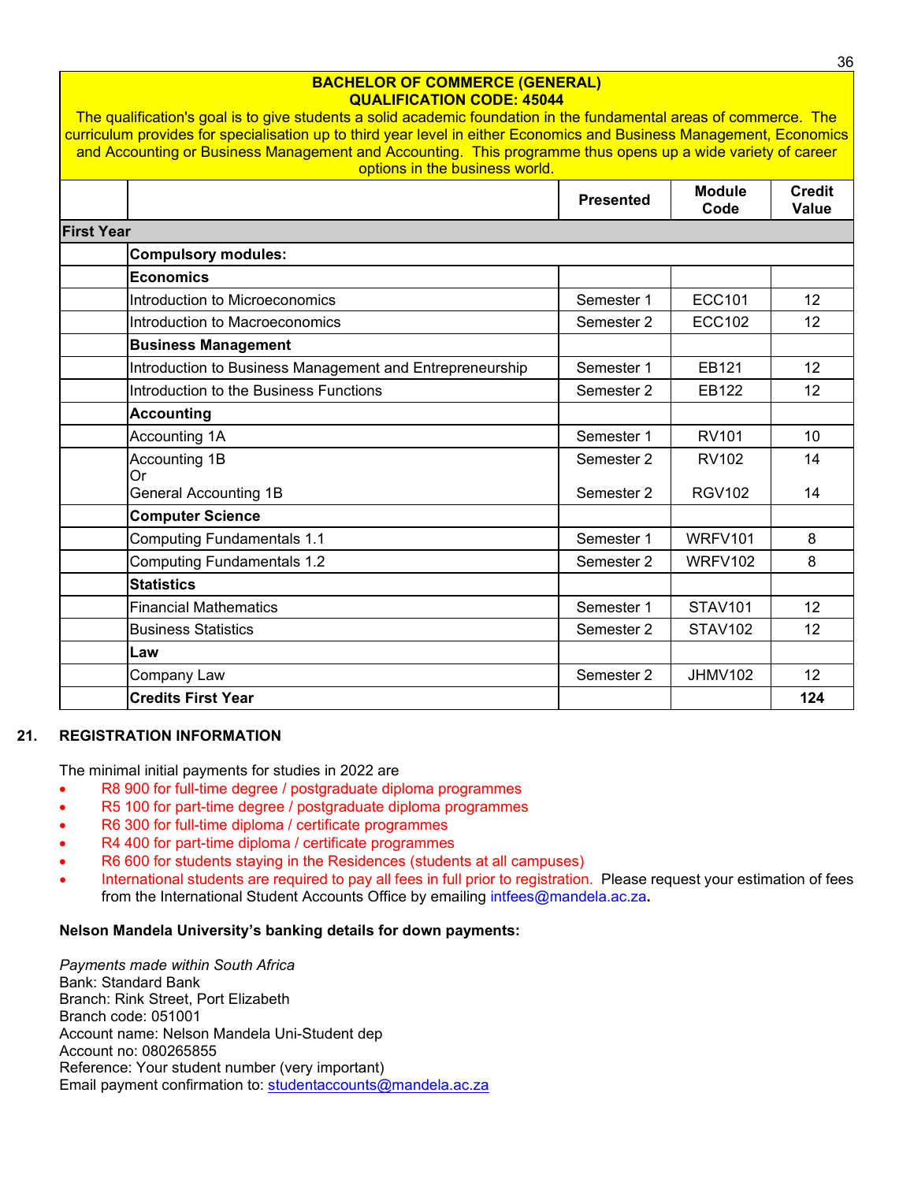| BACHELOR OF COMMERCE (GENERAL) QUALIFICATION CODE: 45044 | | | | |
|---|---|---|---|---|
| The qualification's goal is to give students a solid academic foundation in the fundamental areas of commerce. The curriculum provides for specialisation up to third year level in either Economics and Business Management, Economics and Accounting or Business Management and Accounting. This programme thus opens up a wide variety of career options in the business world. | | | | |
| | | **Presented** | **Module Code** | **Credit Value** |
| **First Year** | | | | |
| | **Compulsory modules:** | | | |
| | **Economics** | | | |
| | Introduction to Microeconomics | Semester 1 | ECC101 | 12 |
| | Introduction to Macroeconomics | Semester 2 | ECC102 | 12 |
| | **Business Management** | | | |
| | Introduction to Business Management and Entrepreneurship | Semester 1 | EB121 | 12 |
| | Introduction to the Business Functions | Semester 2 | EB122 | 12 |
| | **Accounting** | | | |
| | Accounting 1A | Semester 1 | RV101 | 10 |
| | Accounting 1B<br>Or<br>General Accounting 1B | Semester 2<br><br>Semester 2 | RV102<br><br>RGV102 | 14<br><br>14 |
| | **Computer Science** | | | |
| | Computing Fundamentals 1.1 | Semester 1 | WRFV101 | 8 |
| | Computing Fundamentals 1.2 | Semester 2 | WRFV102 | 8 |
| | **Statistics** | | | |
| | Financial Mathematics | Semester 1 | STAV101 | 12 |
| | Business Statistics | Semester 2 | STAV102 | 12 |
| | **Law** | | | |
| | Company Law | Semester 2 | JHMV102 | 12 |
| | **Credits First Year** | | | **124** |

## 21. REGISTRATION INFORMATION

The minimal initial payments for studies in 2022 are

- R8 900 for full-time degree / postgraduate diploma programmes
- R5 100 for part-time degree / postgraduate diploma programmes
- R6 300 for full-time diploma / certificate programmes
- R4 400 for part-time diploma / certificate programmes
- R6 600 for students staying in the Residences (students at all campuses)
- International students are required to pay all fees in full prior to registration. Please request your estimation of fees from the International Student Accounts Office by emailing intfees@mandela.ac.za.

**Nelson Mandela University's banking details for down payments:**

*Payments made within South Africa*
Bank: Standard Bank
Branch: Rink Street, Port Elizabeth
Branch code: 051001
Account name: Nelson Mandela Uni-Student dep
Account no: 080265855
Reference: Your student number (very important)
Email payment confirmation to: studentaccounts@mandela.ac.za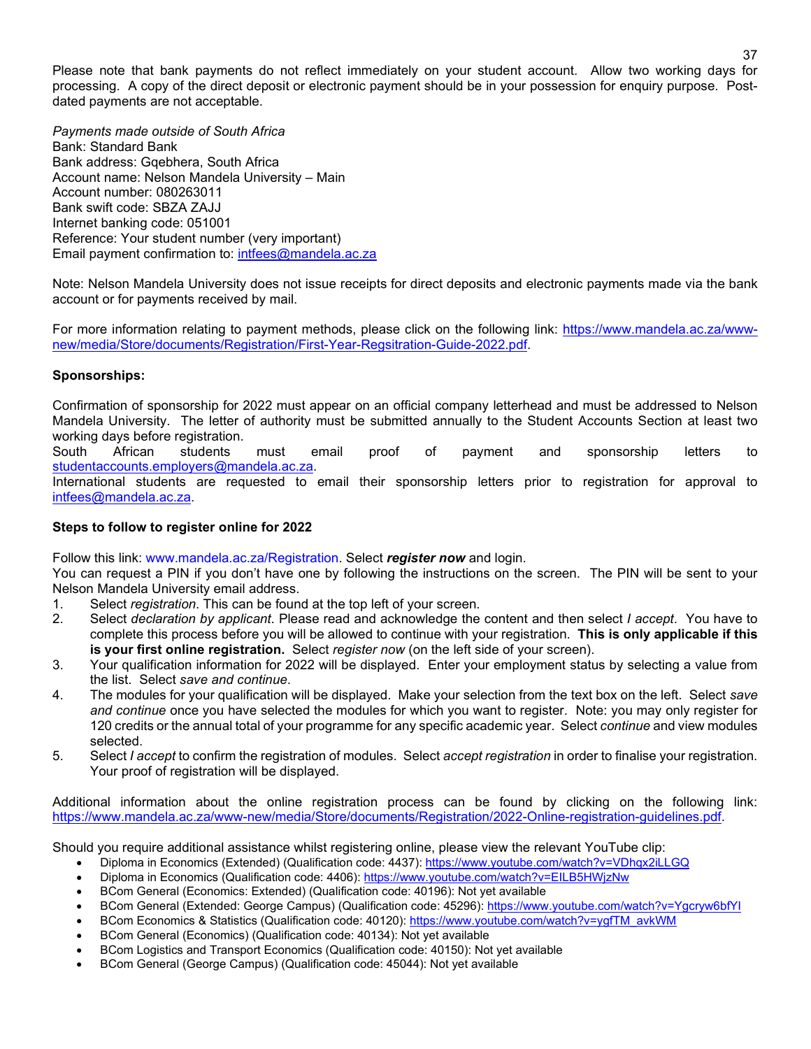Please note that bank payments do not reflect immediately on your student account. Allow two working days for processing. A copy of the direct deposit or electronic payment should be in your possession for enquiry purpose. Post-dated payments are not acceptable.

*Payments made outside of South Africa*
Bank: Standard Bank
Bank address: Gqebhera, South Africa
Account name: Nelson Mandela University – Main
Account number: 080263011
Bank swift code: SBZA ZAJJ
Internet banking code: 051001
Reference: Your student number (very important)
Email payment confirmation to: intfees@mandela.ac.za

Note: Nelson Mandela University does not issue receipts for direct deposits and electronic payments made via the bank account or for payments received by mail.

For more information relating to payment methods, please click on the following link: https://www.mandela.ac.za/www-new/media/Store/documents/Registration/First-Year-Regsitration-Guide-2022.pdf.

**Sponsorships:**

Confirmation of sponsorship for 2022 must appear on an official company letterhead and must be addressed to Nelson Mandela University. The letter of authority must be submitted annually to the Student Accounts Section at least two working days before registration.
South African students must email proof of payment and sponsorship letters to studentaccounts.employers@mandela.ac.za.
International students are requested to email their sponsorship letters prior to registration for approval to intfees@mandela.ac.za.

**Steps to follow to register online for 2022**

Follow this link: www.mandela.ac.za/Registration. Select ***register now*** and login.
You can request a PIN if you don't have one by following the instructions on the screen. The PIN will be sent to your Nelson Mandela University email address.

1. Select *registration*. This can be found at the top left of your screen.
2. Select *declaration by applicant*. Please read and acknowledge the content and then select *I accept*. You have to complete this process before you will be allowed to continue with your registration. **This is only applicable if this is your first online registration.** Select *register now* (on the left side of your screen).
3. Your qualification information for 2022 will be displayed. Enter your employment status by selecting a value from the list. Select *save and continue*.
4. The modules for your qualification will be displayed. Make your selection from the text box on the left. Select *save and continue* once you have selected the modules for which you want to register. Note: you may only register for 120 credits or the annual total of your programme for any specific academic year. Select *continue* and view modules selected.
5. Select *I accept* to confirm the registration of modules. Select *accept registration* in order to finalise your registration. Your proof of registration will be displayed.

Additional information about the online registration process can be found by clicking on the following link: https://www.mandela.ac.za/www-new/media/Store/documents/Registration/2022-Online-registration-guidelines.pdf.

Should you require additional assistance whilst registering online, please view the relevant YouTube clip:

- Diploma in Economics (Extended) (Qualification code: 4437): https://www.youtube.com/watch?v=VDhqx2iLLGQ
- Diploma in Economics (Qualification code: 4406): https://www.youtube.com/watch?v=EILB5HWjzNw
- BCom General (Economics: Extended) (Qualification code: 40196): Not yet available
- BCom General (Extended: George Campus) (Qualification code: 45296): https://www.youtube.com/watch?v=Ygcryw6bfYI
- BCom Economics & Statistics (Qualification code: 40120): https://www.youtube.com/watch?v=ygfTM_avkWM
- BCom General (Economics) (Qualification code: 40134): Not yet available
- BCom Logistics and Transport Economics (Qualification code: 40150): Not yet available
- BCom General (George Campus) (Qualification code: 45044): Not yet available